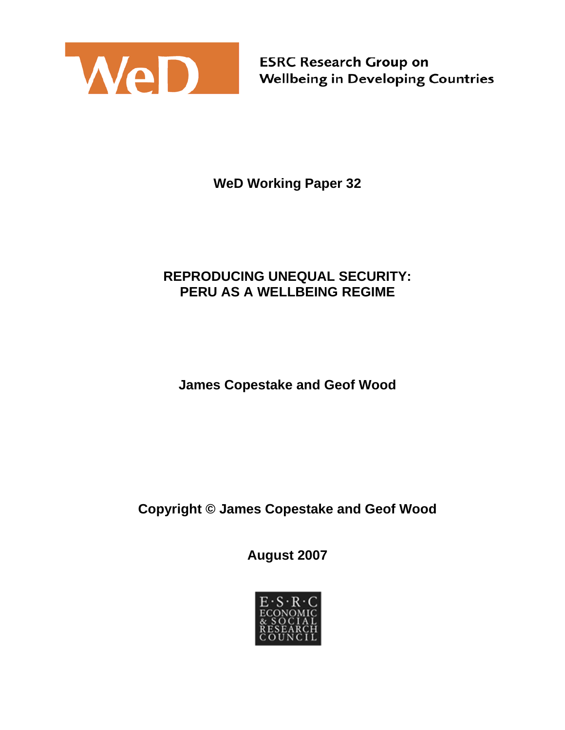ESRC Research Group on
Wellbeing in Developing Countries

**WeD Working Paper 32**

# REPRODUCING UNEQUAL SECURITY: PERU AS A WELLBEING REGIME

**James Copestake and Geof Wood**

**Copyright © James Copestake and Geof Wood**

**August 2007**

E·S·R·C
ECONOMIC & SOCIAL RESEARCH COUNCIL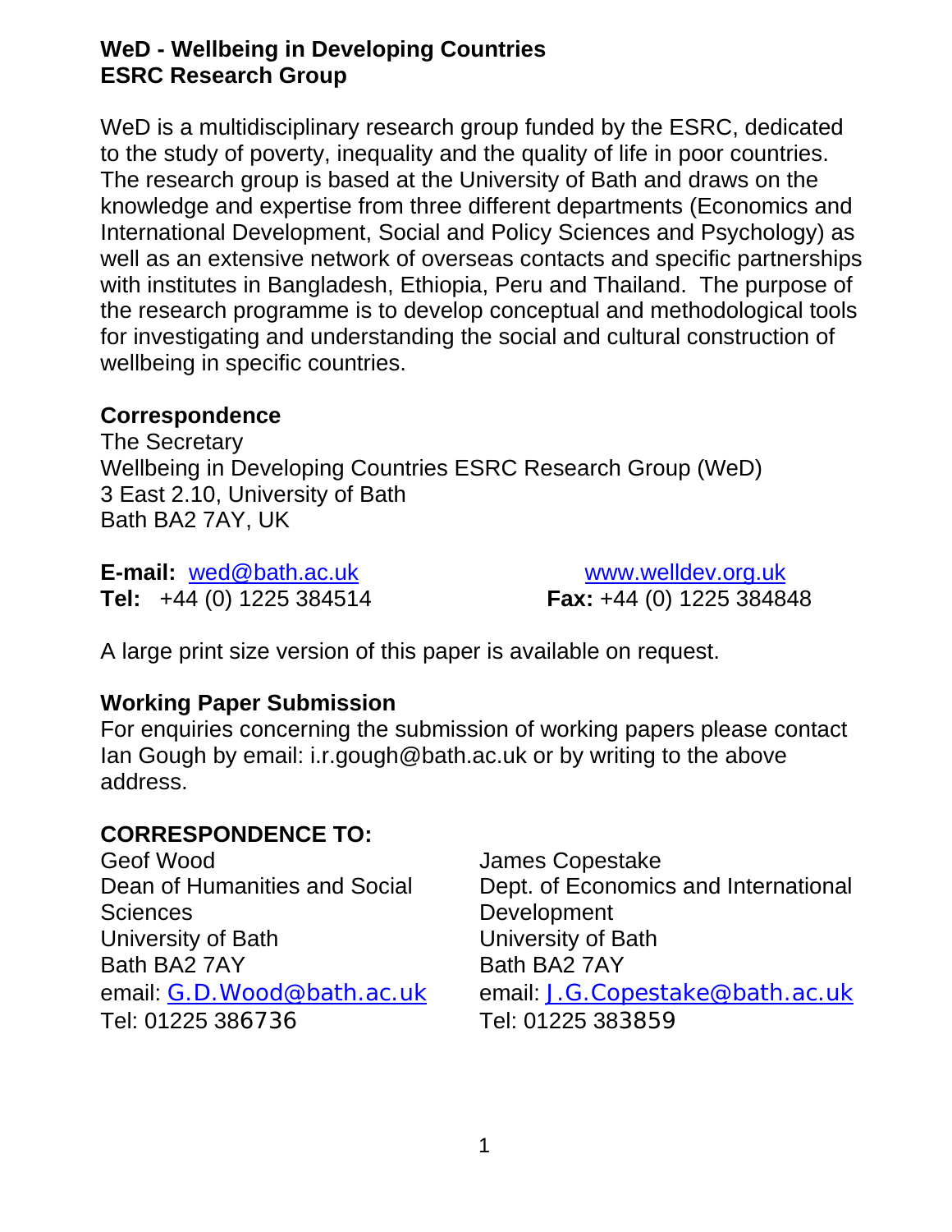**WeD - Wellbeing in Developing Countries**
**ESRC Research Group**

WeD is a multidisciplinary research group funded by the ESRC, dedicated to the study of poverty, inequality and the quality of life in poor countries. The research group is based at the University of Bath and draws on the knowledge and expertise from three different departments (Economics and International Development, Social and Policy Sciences and Psychology) as well as an extensive network of overseas contacts and specific partnerships with institutes in Bangladesh, Ethiopia, Peru and Thailand. The purpose of the research programme is to develop conceptual and methodological tools for investigating and understanding the social and cultural construction of wellbeing in specific countries.

**Correspondence**

The Secretary
Wellbeing in Developing Countries ESRC Research Group (WeD)
3 East 2.10, University of Bath
Bath BA2 7AY, UK

**E-mail:** wed@bath.ac.uk  www.welldev.org.uk
**Tel:** +44 (0) 1225 384514  **Fax:** +44 (0) 1225 384848

A large print size version of this paper is available on request.

**Working Paper Submission**

For enquiries concerning the submission of working papers please contact Ian Gough by email: i.r.gough@bath.ac.uk or by writing to the above address.

**CORRESPONDENCE TO:**

Geof Wood
Dean of Humanities and Social Sciences
University of Bath
Bath BA2 7AY
email: G.D.Wood@bath.ac.uk
Tel: 01225 386736

James Copestake
Dept. of Economics and International Development
University of Bath
Bath BA2 7AY
email: J.G.Copestake@bath.ac.uk
Tel: 01225 383859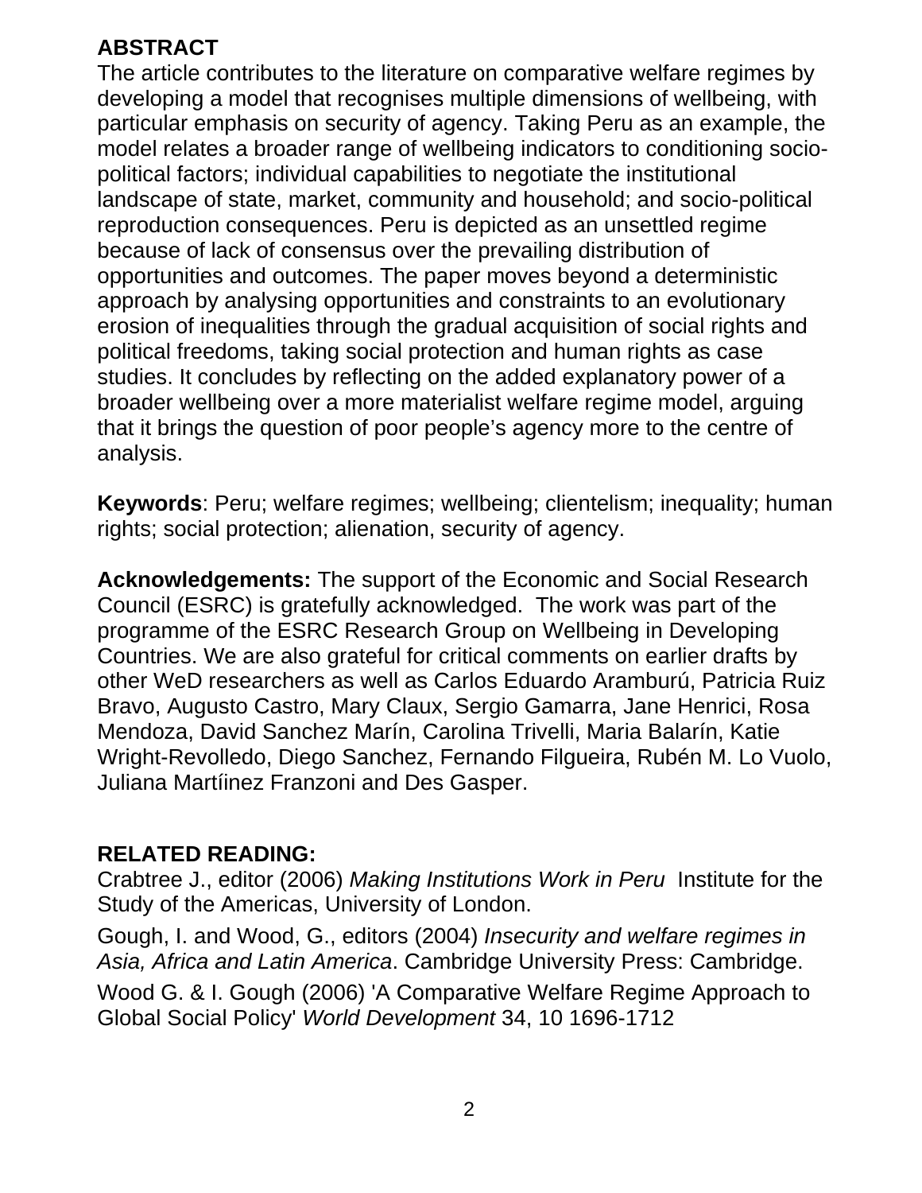## ABSTRACT

The article contributes to the literature on comparative welfare regimes by developing a model that recognises multiple dimensions of wellbeing, with particular emphasis on security of agency. Taking Peru as an example, the model relates a broader range of wellbeing indicators to conditioning socio-political factors; individual capabilities to negotiate the institutional landscape of state, market, community and household; and socio-political reproduction consequences. Peru is depicted as an unsettled regime because of lack of consensus over the prevailing distribution of opportunities and outcomes. The paper moves beyond a deterministic approach by analysing opportunities and constraints to an evolutionary erosion of inequalities through the gradual acquisition of social rights and political freedoms, taking social protection and human rights as case studies. It concludes by reflecting on the added explanatory power of a broader wellbeing over a more materialist welfare regime model, arguing that it brings the question of poor people's agency more to the centre of analysis.

**Keywords**: Peru; welfare regimes; wellbeing; clientelism; inequality; human rights; social protection; alienation, security of agency.

**Acknowledgements:** The support of the Economic and Social Research Council (ESRC) is gratefully acknowledged. The work was part of the programme of the ESRC Research Group on Wellbeing in Developing Countries. We are also grateful for critical comments on earlier drafts by other WeD researchers as well as Carlos Eduardo Aramburú, Patricia Ruiz Bravo, Augusto Castro, Mary Claux, Sergio Gamarra, Jane Henrici, Rosa Mendoza, David Sanchez Marín, Carolina Trivelli, Maria Balarín, Katie Wright-Revolledo, Diego Sanchez, Fernando Filgueira, Rubén M. Lo Vuolo, Juliana Martíinez Franzoni and Des Gasper.

## RELATED READING:

Crabtree J., editor (2006) *Making Institutions Work in Peru* Institute for the Study of the Americas, University of London.

Gough, I. and Wood, G., editors (2004) *Insecurity and welfare regimes in Asia, Africa and Latin America*. Cambridge University Press: Cambridge.

Wood G. & I. Gough (2006) 'A Comparative Welfare Regime Approach to Global Social Policy' *World Development* 34, 10 1696-1712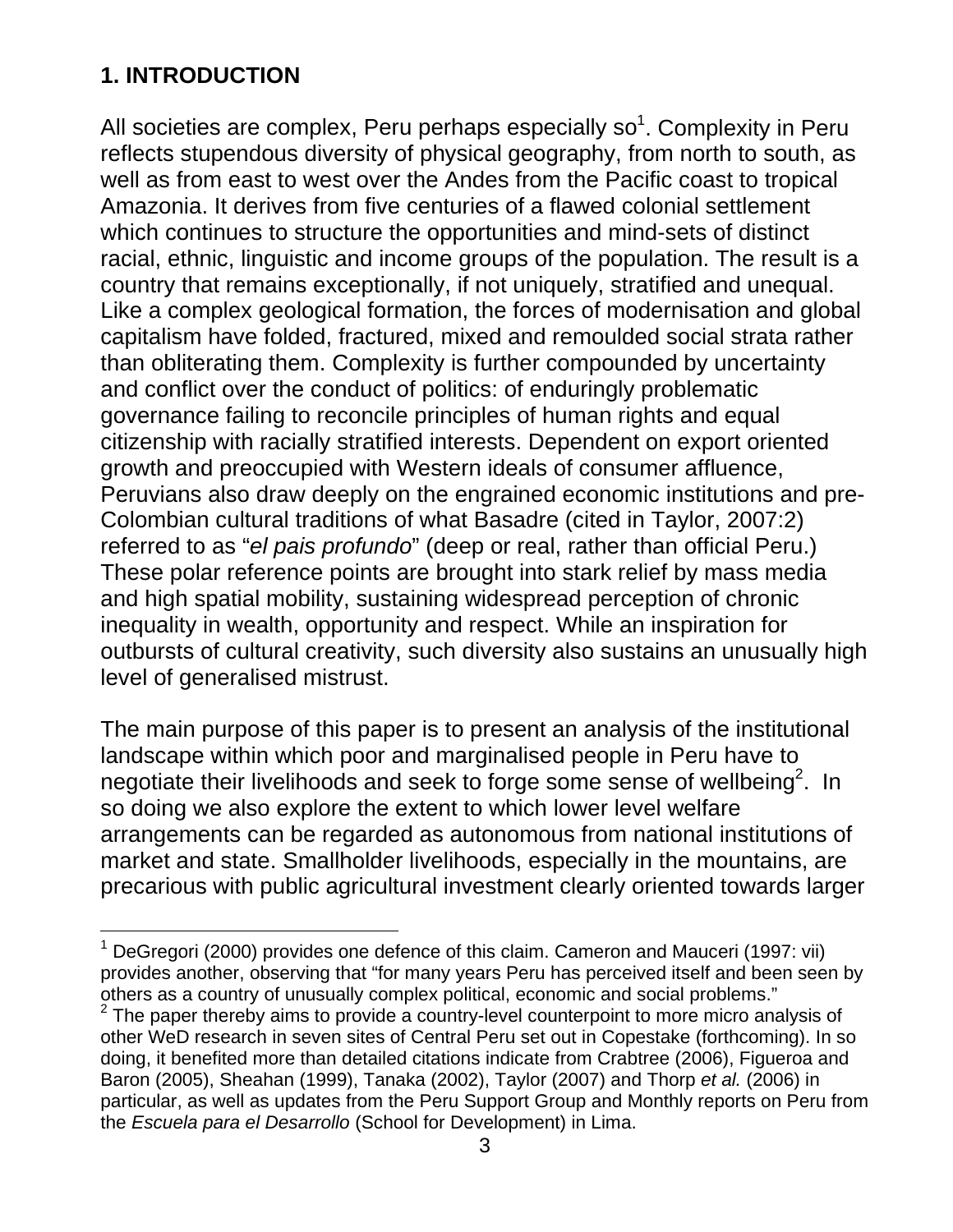## 1. INTRODUCTION

All societies are complex, Peru perhaps especially so[1]. Complexity in Peru reflects stupendous diversity of physical geography, from north to south, as well as from east to west over the Andes from the Pacific coast to tropical Amazonia. It derives from five centuries of a flawed colonial settlement which continues to structure the opportunities and mind-sets of distinct racial, ethnic, linguistic and income groups of the population. The result is a country that remains exceptionally, if not uniquely, stratified and unequal. Like a complex geological formation, the forces of modernisation and global capitalism have folded, fractured, mixed and remoulded social strata rather than obliterating them. Complexity is further compounded by uncertainty and conflict over the conduct of politics: of enduringly problematic governance failing to reconcile principles of human rights and equal citizenship with racially stratified interests. Dependent on export oriented growth and preoccupied with Western ideals of consumer affluence, Peruvians also draw deeply on the engrained economic institutions and pre-Colombian cultural traditions of what Basadre (cited in Taylor, 2007:2) referred to as "*el pais profundo*" (deep or real, rather than official Peru.) These polar reference points are brought into stark relief by mass media and high spatial mobility, sustaining widespread perception of chronic inequality in wealth, opportunity and respect. While an inspiration for outbursts of cultural creativity, such diversity also sustains an unusually high level of generalised mistrust.

The main purpose of this paper is to present an analysis of the institutional landscape within which poor and marginalised people in Peru have to negotiate their livelihoods and seek to forge some sense of wellbeing[2]. In so doing we also explore the extent to which lower level welfare arrangements can be regarded as autonomous from national institutions of market and state. Smallholder livelihoods, especially in the mountains, are precarious with public agricultural investment clearly oriented towards larger

---

[1] DeGregori (2000) provides one defence of this claim. Cameron and Mauceri (1997: vii) provides another, observing that "for many years Peru has perceived itself and been seen by others as a country of unusually complex political, economic and social problems."

[2] The paper thereby aims to provide a country-level counterpoint to more micro analysis of other WeD research in seven sites of Central Peru set out in Copestake (forthcoming). In so doing, it benefited more than detailed citations indicate from Crabtree (2006), Figueroa and Baron (2005), Sheahan (1999), Tanaka (2002), Taylor (2007) and Thorp *et al.* (2006) in particular, as well as updates from the Peru Support Group and Monthly reports on Peru from the *Escuela para el Desarrollo* (School for Development) in Lima.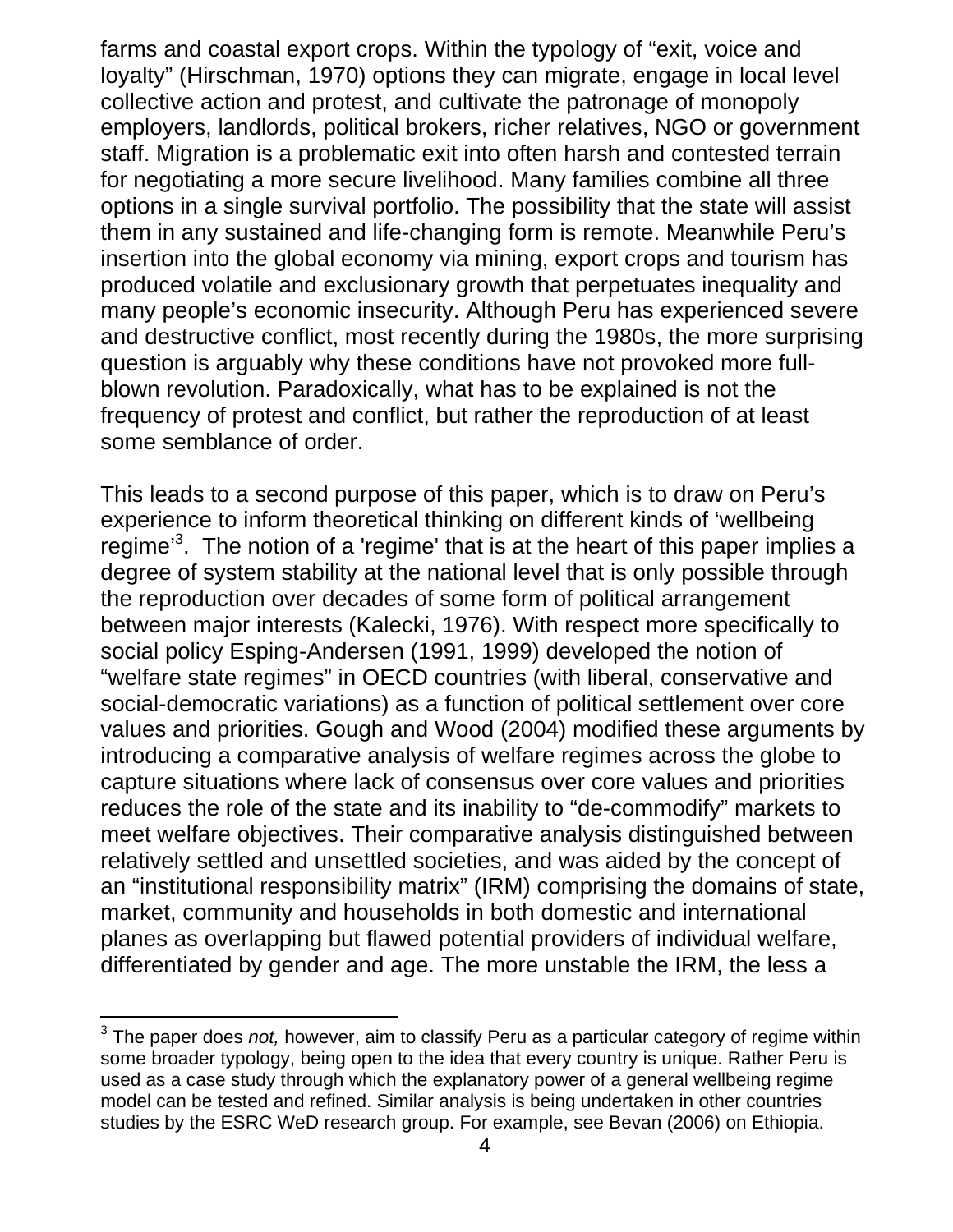farms and coastal export crops. Within the typology of "exit, voice and loyalty" (Hirschman, 1970) options they can migrate, engage in local level collective action and protest, and cultivate the patronage of monopoly employers, landlords, political brokers, richer relatives, NGO or government staff. Migration is a problematic exit into often harsh and contested terrain for negotiating a more secure livelihood. Many families combine all three options in a single survival portfolio. The possibility that the state will assist them in any sustained and life-changing form is remote. Meanwhile Peru's insertion into the global economy via mining, export crops and tourism has produced volatile and exclusionary growth that perpetuates inequality and many people's economic insecurity. Although Peru has experienced severe and destructive conflict, most recently during the 1980s, the more surprising question is arguably why these conditions have not provoked more full-blown revolution. Paradoxically, what has to be explained is not the frequency of protest and conflict, but rather the reproduction of at least some semblance of order.

This leads to a second purpose of this paper, which is to draw on Peru's experience to inform theoretical thinking on different kinds of 'wellbeing regime'[3]. The notion of a 'regime' that is at the heart of this paper implies a degree of system stability at the national level that is only possible through the reproduction over decades of some form of political arrangement between major interests (Kalecki, 1976). With respect more specifically to social policy Esping-Andersen (1991, 1999) developed the notion of "welfare state regimes" in OECD countries (with liberal, conservative and social-democratic variations) as a function of political settlement over core values and priorities. Gough and Wood (2004) modified these arguments by introducing a comparative analysis of welfare regimes across the globe to capture situations where lack of consensus over core values and priorities reduces the role of the state and its inability to "de-commodify" markets to meet welfare objectives. Their comparative analysis distinguished between relatively settled and unsettled societies, and was aided by the concept of an "institutional responsibility matrix" (IRM) comprising the domains of state, market, community and households in both domestic and international planes as overlapping but flawed potential providers of individual welfare, differentiated by gender and age. The more unstable the IRM, the less a

[3] The paper does *not,* however, aim to classify Peru as a particular category of regime within some broader typology, being open to the idea that every country is unique. Rather Peru is used as a case study through which the explanatory power of a general wellbeing regime model can be tested and refined. Similar analysis is being undertaken in other countries studies by the ESRC WeD research group. For example, see Bevan (2006) on Ethiopia.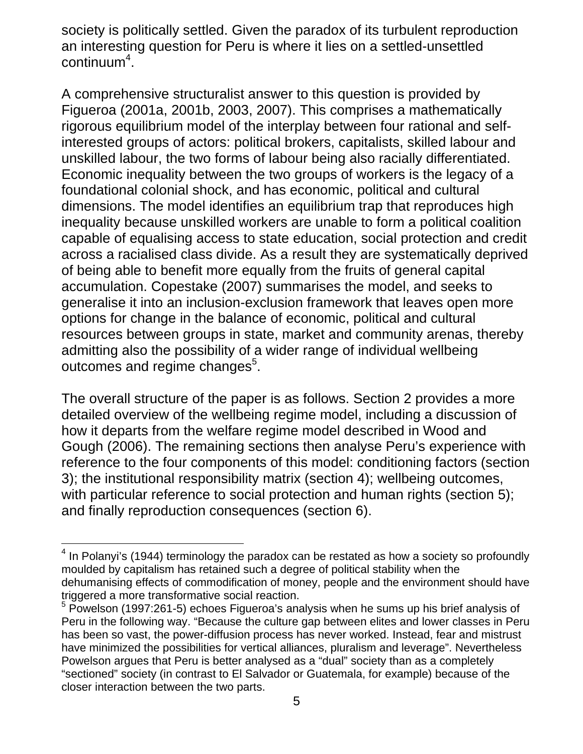society is politically settled. Given the paradox of its turbulent reproduction an interesting question for Peru is where it lies on a settled-unsettled continuum[4].

A comprehensive structuralist answer to this question is provided by Figueroa (2001a, 2001b, 2003, 2007). This comprises a mathematically rigorous equilibrium model of the interplay between four rational and self-interested groups of actors: political brokers, capitalists, skilled labour and unskilled labour, the two forms of labour being also racially differentiated. Economic inequality between the two groups of workers is the legacy of a foundational colonial shock, and has economic, political and cultural dimensions. The model identifies an equilibrium trap that reproduces high inequality because unskilled workers are unable to form a political coalition capable of equalising access to state education, social protection and credit across a racialised class divide. As a result they are systematically deprived of being able to benefit more equally from the fruits of general capital accumulation. Copestake (2007) summarises the model, and seeks to generalise it into an inclusion-exclusion framework that leaves open more options for change in the balance of economic, political and cultural resources between groups in state, market and community arenas, thereby admitting also the possibility of a wider range of individual wellbeing outcomes and regime changes[5].

The overall structure of the paper is as follows. Section 2 provides a more detailed overview of the wellbeing regime model, including a discussion of how it departs from the welfare regime model described in Wood and Gough (2006). The remaining sections then analyse Peru's experience with reference to the four components of this model: conditioning factors (section 3); the institutional responsibility matrix (section 4); wellbeing outcomes, with particular reference to social protection and human rights (section 5); and finally reproduction consequences (section 6).

---

[4] In Polanyi's (1944) terminology the paradox can be restated as how a society so profoundly moulded by capitalism has retained such a degree of political stability when the dehumanising effects of commodification of money, people and the environment should have triggered a more transformative social reaction.

[5] Powelson (1997:261-5) echoes Figueroa's analysis when he sums up his brief analysis of Peru in the following way. "Because the culture gap between elites and lower classes in Peru has been so vast, the power-diffusion process has never worked. Instead, fear and mistrust have minimized the possibilities for vertical alliances, pluralism and leverage". Nevertheless Powelson argues that Peru is better analysed as a "dual" society than as a completely "sectioned" society (in contrast to El Salvador or Guatemala, for example) because of the closer interaction between the two parts.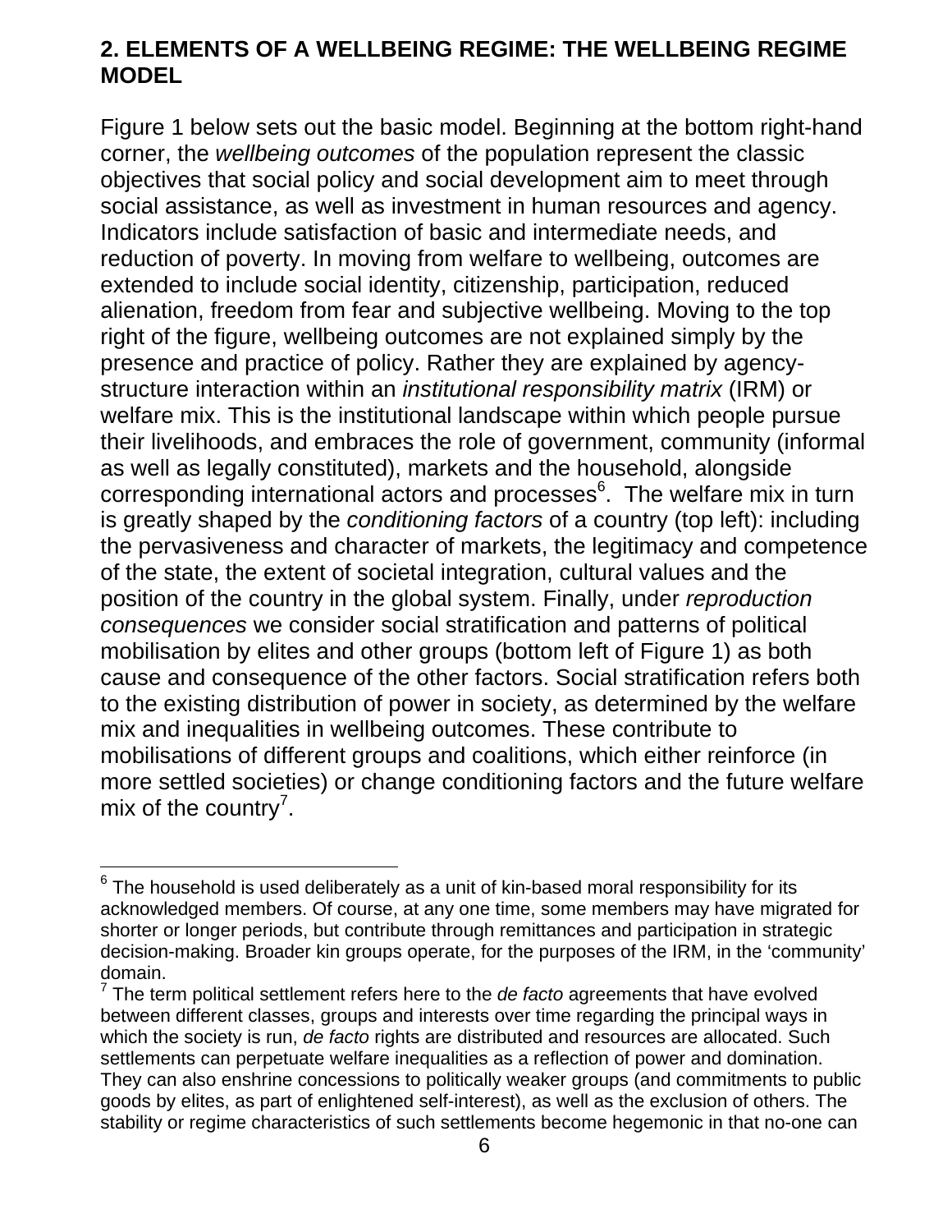## 2. ELEMENTS OF A WELLBEING REGIME: THE WELLBEING REGIME MODEL

Figure 1 below sets out the basic model. Beginning at the bottom right-hand corner, the *wellbeing outcomes* of the population represent the classic objectives that social policy and social development aim to meet through social assistance, as well as investment in human resources and agency. Indicators include satisfaction of basic and intermediate needs, and reduction of poverty. In moving from welfare to wellbeing, outcomes are extended to include social identity, citizenship, participation, reduced alienation, freedom from fear and subjective wellbeing. Moving to the top right of the figure, wellbeing outcomes are not explained simply by the presence and practice of policy. Rather they are explained by agency-structure interaction within an *institutional responsibility matrix* (IRM) or welfare mix. This is the institutional landscape within which people pursue their livelihoods, and embraces the role of government, community (informal as well as legally constituted), markets and the household, alongside corresponding international actors and processes[6]. The welfare mix in turn is greatly shaped by the *conditioning factors* of a country (top left): including the pervasiveness and character of markets, the legitimacy and competence of the state, the extent of societal integration, cultural values and the position of the country in the global system. Finally, under *reproduction consequences* we consider social stratification and patterns of political mobilisation by elites and other groups (bottom left of Figure 1) as both cause and consequence of the other factors. Social stratification refers both to the existing distribution of power in society, as determined by the welfare mix and inequalities in wellbeing outcomes. These contribute to mobilisations of different groups and coalitions, which either reinforce (in more settled societies) or change conditioning factors and the future welfare mix of the country[7].

---

[6] The household is used deliberately as a unit of kin-based moral responsibility for its acknowledged members. Of course, at any one time, some members may have migrated for shorter or longer periods, but contribute through remittances and participation in strategic decision-making. Broader kin groups operate, for the purposes of the IRM, in the 'community' domain.

[7] The term political settlement refers here to the *de facto* agreements that have evolved between different classes, groups and interests over time regarding the principal ways in which the society is run, *de facto* rights are distributed and resources are allocated. Such settlements can perpetuate welfare inequalities as a reflection of power and domination. They can also enshrine concessions to politically weaker groups (and commitments to public goods by elites, as part of enlightened self-interest), as well as the exclusion of others. The stability or regime characteristics of such settlements become hegemonic in that no-one can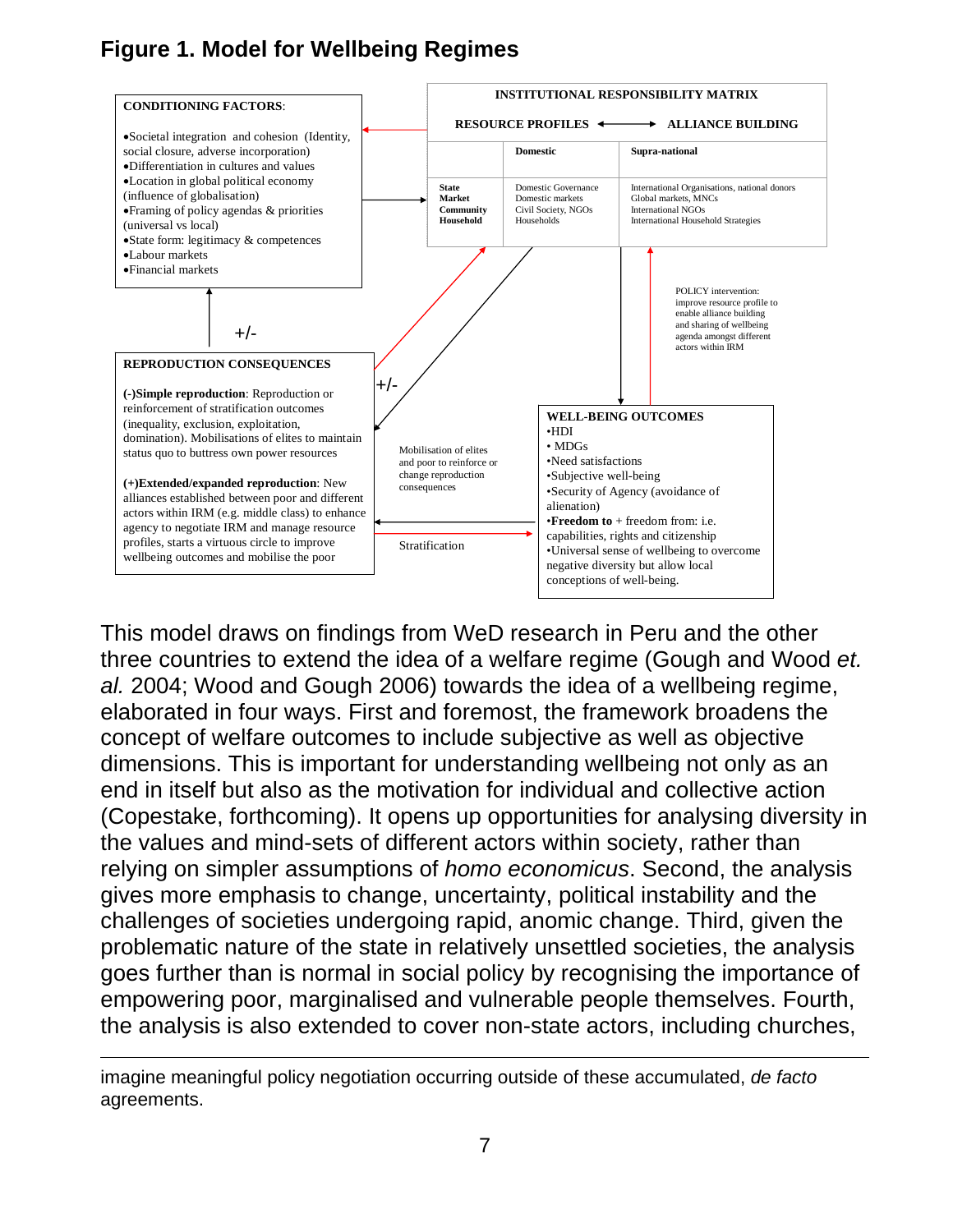**Figure 1. Model for Wellbeing Regimes**

**CONDITIONING FACTORS**:

- Societal integration and cohesion (Identity, social closure, adverse incorporation)
- Differentiation in cultures and values
- Location in global political economy (influence of globalisation)
- Framing of policy agendas & priorities (universal vs local)
- State form: legitimacy & competences
- Labour markets
- Financial markets

**INSTITUTIONAL RESPONSIBILITY MATRIX**

RESOURCE PROFILES ←——→ ALLIANCE BUILDING

| | Domestic | Supra-national |
|---|---|---|
| State<br>Market<br>Community<br>Household | Domestic Governance<br>Domestic markets<br>Civil Society, NGOs<br>Households | International Organisations, national donors<br>Global markets, MNCs<br>International NGOs<br>International Household Strategies |

+/-

POLICY intervention: improve resource profile to enable alliance building and sharing of wellbeing agenda amongst different actors within IRM

**REPRODUCTION CONSEQUENCES**

**(-)Simple reproduction**: Reproduction or reinforcement of stratification outcomes (inequality, exclusion, exploitation, domination). Mobilisations of elites to maintain status quo to buttress own power resources

**(+)Extended/expanded reproduction**: New alliances established between poor and different actors within IRM (e.g. middle class) to enhance agency to negotiate IRM and manage resource profiles, starts a virtuous circle to improve wellbeing outcomes and mobilise the poor

+/-

Mobilisation of elites and poor to reinforce or change reproduction consequences

Stratification

**WELL-BEING OUTCOMES**

- HDI
- MDGs
- Need satisfactions
- Subjective well-being
- Security of Agency (avoidance of alienation)
- **Freedom to** + freedom from: i.e. capabilities, rights and citizenship
- Universal sense of wellbeing to overcome negative diversity but allow local conceptions of well-being.

This model draws on findings from WeD research in Peru and the other three countries to extend the idea of a welfare regime (Gough and Wood *et. al.* 2004; Wood and Gough 2006) towards the idea of a wellbeing regime, elaborated in four ways. First and foremost, the framework broadens the concept of welfare outcomes to include subjective as well as objective dimensions. This is important for understanding wellbeing not only as an end in itself but also as the motivation for individual and collective action (Copestake, forthcoming). It opens up opportunities for analysing diversity in the values and mind-sets of different actors within society, rather than relying on simpler assumptions of *homo economicus*. Second, the analysis gives more emphasis to change, uncertainty, political instability and the challenges of societies undergoing rapid, anomic change. Third, given the problematic nature of the state in relatively unsettled societies, the analysis goes further than is normal in social policy by recognising the importance of empowering poor, marginalised and vulnerable people themselves. Fourth, the analysis is also extended to cover non-state actors, including churches,

---

imagine meaningful policy negotiation occurring outside of these accumulated, *de facto* agreements.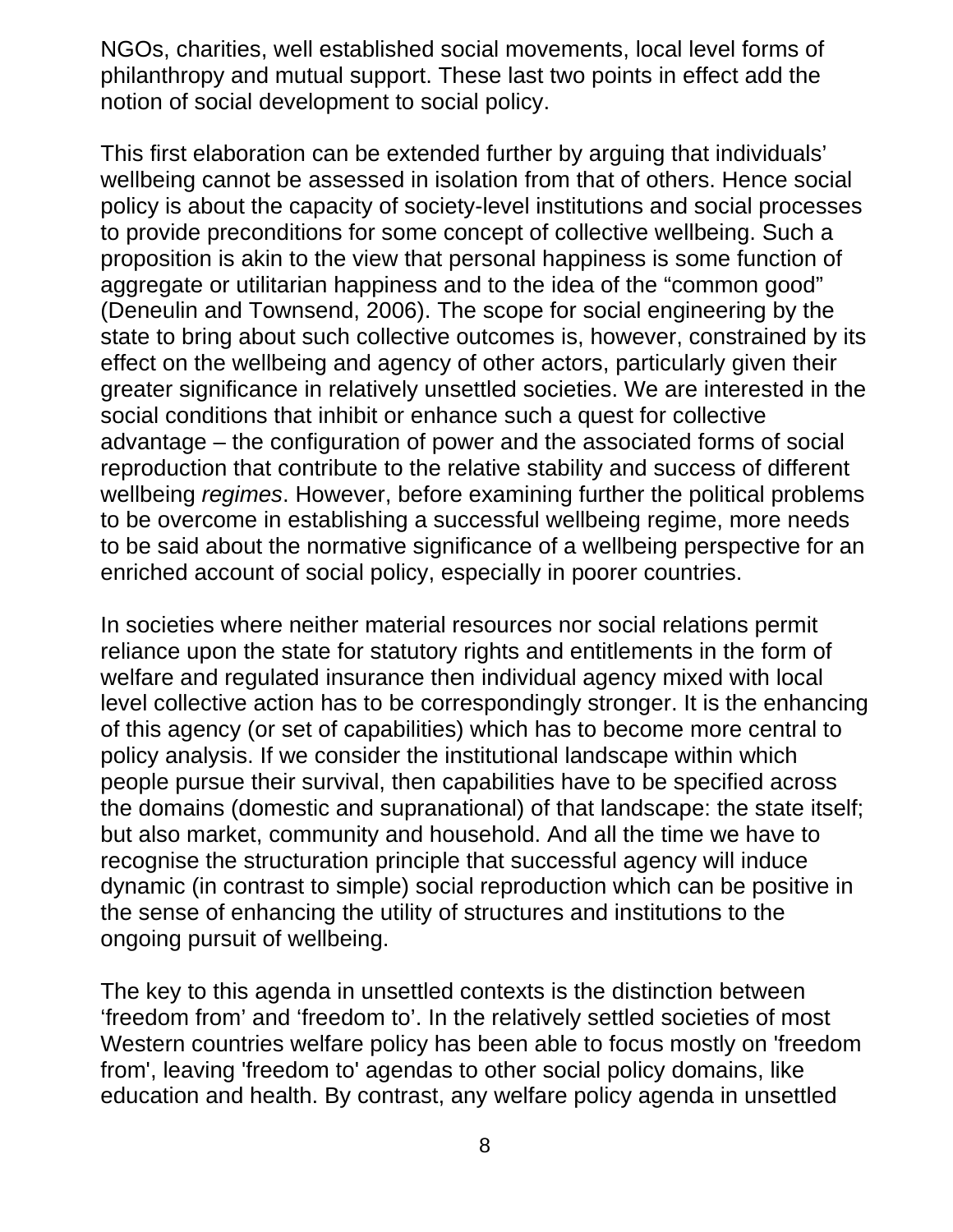NGOs, charities, well established social movements, local level forms of philanthropy and mutual support. These last two points in effect add the notion of social development to social policy.

This first elaboration can be extended further by arguing that individuals' wellbeing cannot be assessed in isolation from that of others. Hence social policy is about the capacity of society-level institutions and social processes to provide preconditions for some concept of collective wellbeing. Such a proposition is akin to the view that personal happiness is some function of aggregate or utilitarian happiness and to the idea of the "common good" (Deneulin and Townsend, 2006). The scope for social engineering by the state to bring about such collective outcomes is, however, constrained by its effect on the wellbeing and agency of other actors, particularly given their greater significance in relatively unsettled societies. We are interested in the social conditions that inhibit or enhance such a quest for collective advantage – the configuration of power and the associated forms of social reproduction that contribute to the relative stability and success of different wellbeing *regimes*. However, before examining further the political problems to be overcome in establishing a successful wellbeing regime, more needs to be said about the normative significance of a wellbeing perspective for an enriched account of social policy, especially in poorer countries.

In societies where neither material resources nor social relations permit reliance upon the state for statutory rights and entitlements in the form of welfare and regulated insurance then individual agency mixed with local level collective action has to be correspondingly stronger. It is the enhancing of this agency (or set of capabilities) which has to become more central to policy analysis. If we consider the institutional landscape within which people pursue their survival, then capabilities have to be specified across the domains (domestic and supranational) of that landscape: the state itself; but also market, community and household. And all the time we have to recognise the structuration principle that successful agency will induce dynamic (in contrast to simple) social reproduction which can be positive in the sense of enhancing the utility of structures and institutions to the ongoing pursuit of wellbeing.

The key to this agenda in unsettled contexts is the distinction between 'freedom from' and 'freedom to'. In the relatively settled societies of most Western countries welfare policy has been able to focus mostly on 'freedom from', leaving 'freedom to' agendas to other social policy domains, like education and health. By contrast, any welfare policy agenda in unsettled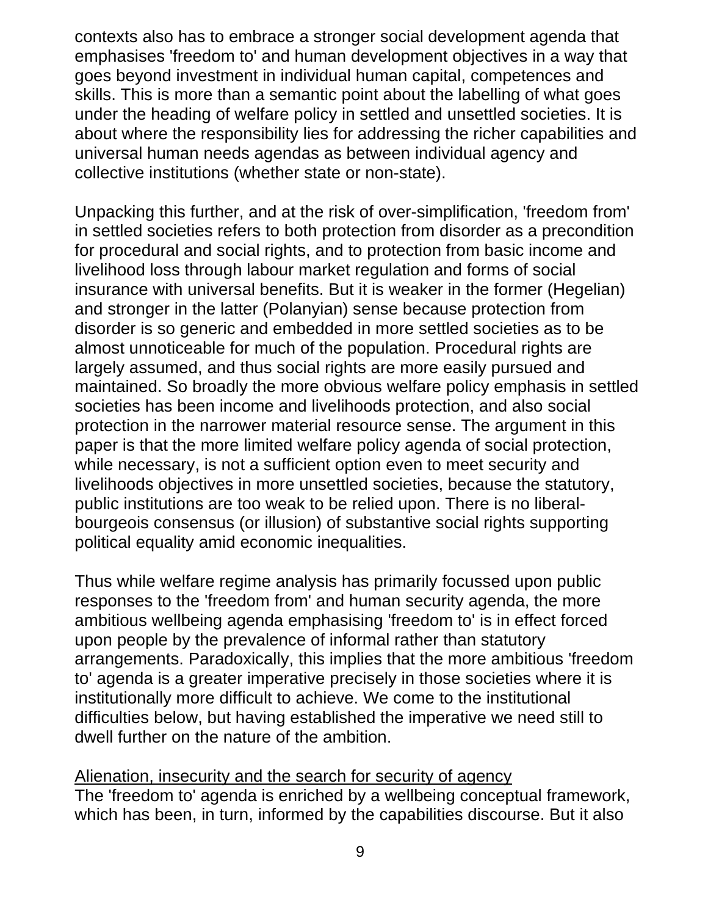contexts also has to embrace a stronger social development agenda that emphasises 'freedom to' and human development objectives in a way that goes beyond investment in individual human capital, competences and skills. This is more than a semantic point about the labelling of what goes under the heading of welfare policy in settled and unsettled societies. It is about where the responsibility lies for addressing the richer capabilities and universal human needs agendas as between individual agency and collective institutions (whether state or non-state).

Unpacking this further, and at the risk of over-simplification, 'freedom from' in settled societies refers to both protection from disorder as a precondition for procedural and social rights, and to protection from basic income and livelihood loss through labour market regulation and forms of social insurance with universal benefits. But it is weaker in the former (Hegelian) and stronger in the latter (Polanyian) sense because protection from disorder is so generic and embedded in more settled societies as to be almost unnoticeable for much of the population. Procedural rights are largely assumed, and thus social rights are more easily pursued and maintained. So broadly the more obvious welfare policy emphasis in settled societies has been income and livelihoods protection, and also social protection in the narrower material resource sense. The argument in this paper is that the more limited welfare policy agenda of social protection, while necessary, is not a sufficient option even to meet security and livelihoods objectives in more unsettled societies, because the statutory, public institutions are too weak to be relied upon. There is no liberal-bourgeois consensus (or illusion) of substantive social rights supporting political equality amid economic inequalities.

Thus while welfare regime analysis has primarily focussed upon public responses to the 'freedom from' and human security agenda, the more ambitious wellbeing agenda emphasising 'freedom to' is in effect forced upon people by the prevalence of informal rather than statutory arrangements. Paradoxically, this implies that the more ambitious 'freedom to' agenda is a greater imperative precisely in those societies where it is institutionally more difficult to achieve. We come to the institutional difficulties below, but having established the imperative we need still to dwell further on the nature of the ambition.

Alienation, insecurity and the search for security of agency

The 'freedom to' agenda is enriched by a wellbeing conceptual framework, which has been, in turn, informed by the capabilities discourse. But it also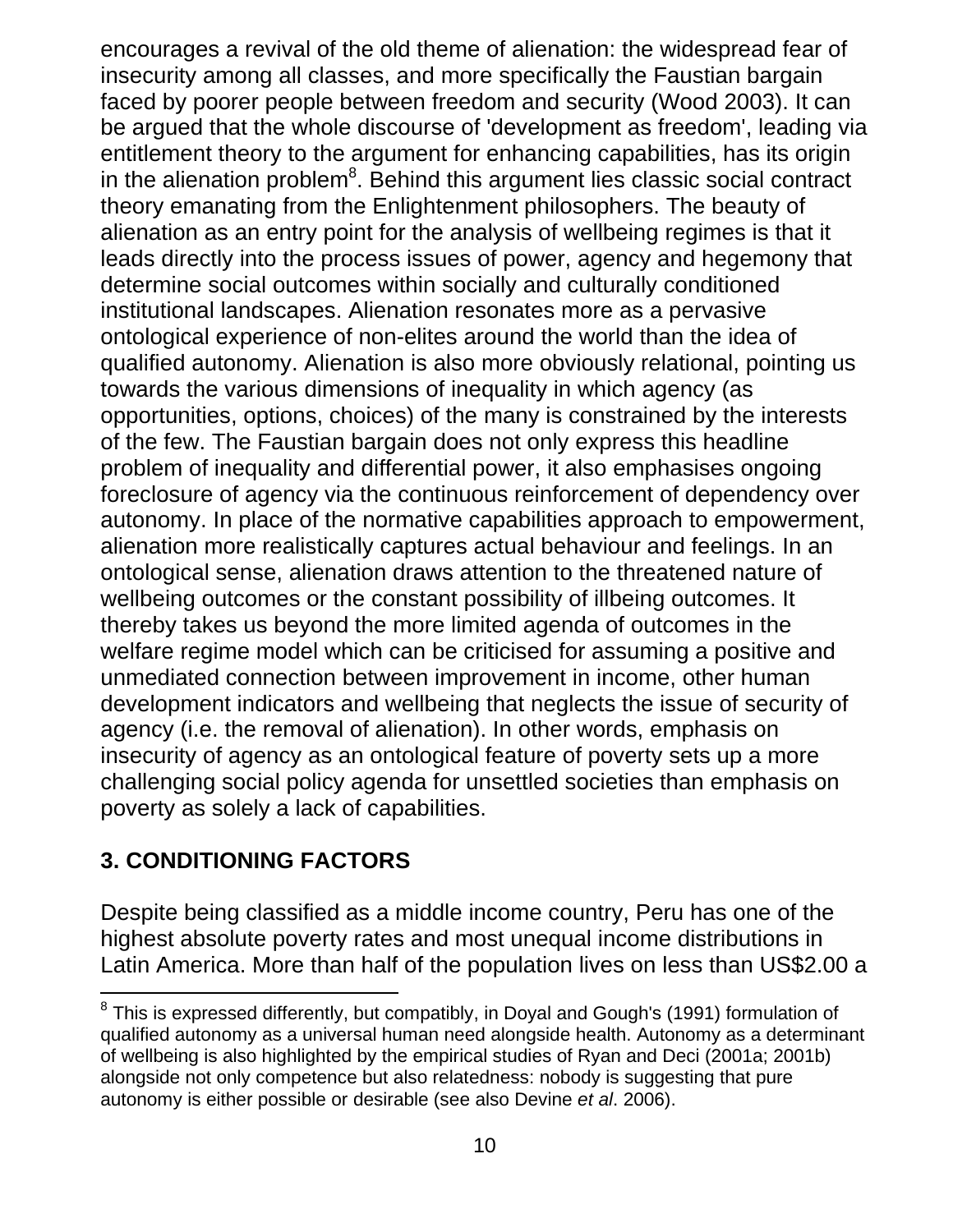encourages a revival of the old theme of alienation: the widespread fear of insecurity among all classes, and more specifically the Faustian bargain faced by poorer people between freedom and security (Wood 2003). It can be argued that the whole discourse of 'development as freedom', leading via entitlement theory to the argument for enhancing capabilities, has its origin in the alienation problem[8]. Behind this argument lies classic social contract theory emanating from the Enlightenment philosophers. The beauty of alienation as an entry point for the analysis of wellbeing regimes is that it leads directly into the process issues of power, agency and hegemony that determine social outcomes within socially and culturally conditioned institutional landscapes. Alienation resonates more as a pervasive ontological experience of non-elites around the world than the idea of qualified autonomy. Alienation is also more obviously relational, pointing us towards the various dimensions of inequality in which agency (as opportunities, options, choices) of the many is constrained by the interests of the few. The Faustian bargain does not only express this headline problem of inequality and differential power, it also emphasises ongoing foreclosure of agency via the continuous reinforcement of dependency over autonomy. In place of the normative capabilities approach to empowerment, alienation more realistically captures actual behaviour and feelings. In an ontological sense, alienation draws attention to the threatened nature of wellbeing outcomes or the constant possibility of illbeing outcomes. It thereby takes us beyond the more limited agenda of outcomes in the welfare regime model which can be criticised for assuming a positive and unmediated connection between improvement in income, other human development indicators and wellbeing that neglects the issue of security of agency (i.e. the removal of alienation). In other words, emphasis on insecurity of agency as an ontological feature of poverty sets up a more challenging social policy agenda for unsettled societies than emphasis on poverty as solely a lack of capabilities.

## 3. CONDITIONING FACTORS

Despite being classified as a middle income country, Peru has one of the highest absolute poverty rates and most unequal income distributions in Latin America. More than half of the population lives on less than US$2.00 a

---

[8] This is expressed differently, but compatibly, in Doyal and Gough's (1991) formulation of qualified autonomy as a universal human need alongside health. Autonomy as a determinant of wellbeing is also highlighted by the empirical studies of Ryan and Deci (2001a; 2001b) alongside not only competence but also relatedness: nobody is suggesting that pure autonomy is either possible or desirable (see also Devine *et al*. 2006).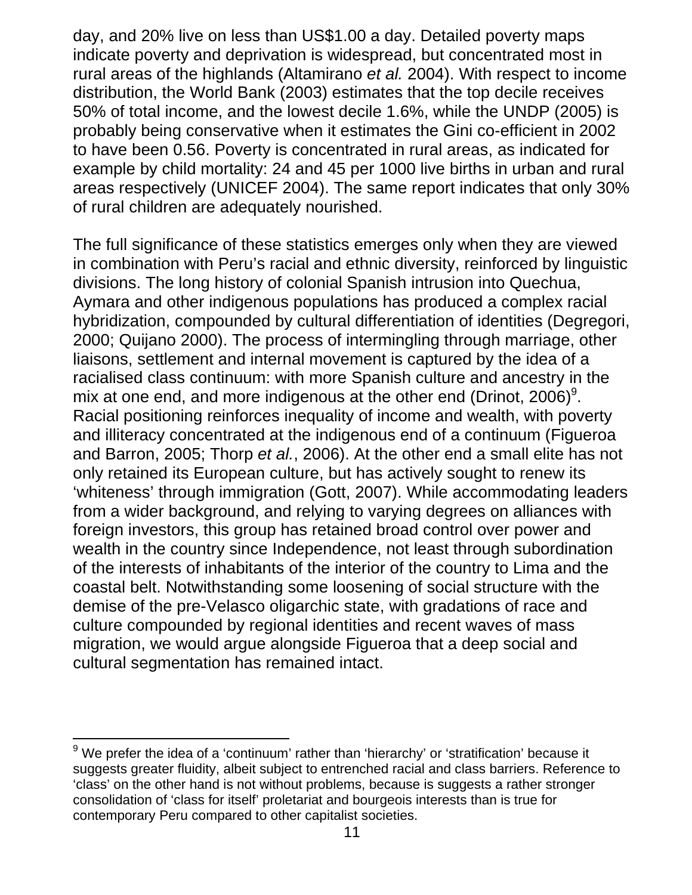day, and 20% live on less than US$1.00 a day. Detailed poverty maps indicate poverty and deprivation is widespread, but concentrated most in rural areas of the highlands (Altamirano *et al.* 2004). With respect to income distribution, the World Bank (2003) estimates that the top decile receives 50% of total income, and the lowest decile 1.6%, while the UNDP (2005) is probably being conservative when it estimates the Gini co-efficient in 2002 to have been 0.56. Poverty is concentrated in rural areas, as indicated for example by child mortality: 24 and 45 per 1000 live births in urban and rural areas respectively (UNICEF 2004). The same report indicates that only 30% of rural children are adequately nourished.

The full significance of these statistics emerges only when they are viewed in combination with Peru's racial and ethnic diversity, reinforced by linguistic divisions. The long history of colonial Spanish intrusion into Quechua, Aymara and other indigenous populations has produced a complex racial hybridization, compounded by cultural differentiation of identities (Degregori, 2000; Quijano 2000). The process of intermingling through marriage, other liaisons, settlement and internal movement is captured by the idea of a racialised class continuum: with more Spanish culture and ancestry in the mix at one end, and more indigenous at the other end (Drinot, 2006)[9]. Racial positioning reinforces inequality of income and wealth, with poverty and illiteracy concentrated at the indigenous end of a continuum (Figueroa and Barron, 2005; Thorp *et al.*, 2006). At the other end a small elite has not only retained its European culture, but has actively sought to renew its 'whiteness' through immigration (Gott, 2007). While accommodating leaders from a wider background, and relying to varying degrees on alliances with foreign investors, this group has retained broad control over power and wealth in the country since Independence, not least through subordination of the interests of inhabitants of the interior of the country to Lima and the coastal belt. Notwithstanding some loosening of social structure with the demise of the pre-Velasco oligarchic state, with gradations of race and culture compounded by regional identities and recent waves of mass migration, we would argue alongside Figueroa that a deep social and cultural segmentation has remained intact.

---

[9] We prefer the idea of a 'continuum' rather than 'hierarchy' or 'stratification' because it suggests greater fluidity, albeit subject to entrenched racial and class barriers. Reference to 'class' on the other hand is not without problems, because is suggests a rather stronger consolidation of 'class for itself' proletariat and bourgeois interests than is true for contemporary Peru compared to other capitalist societies.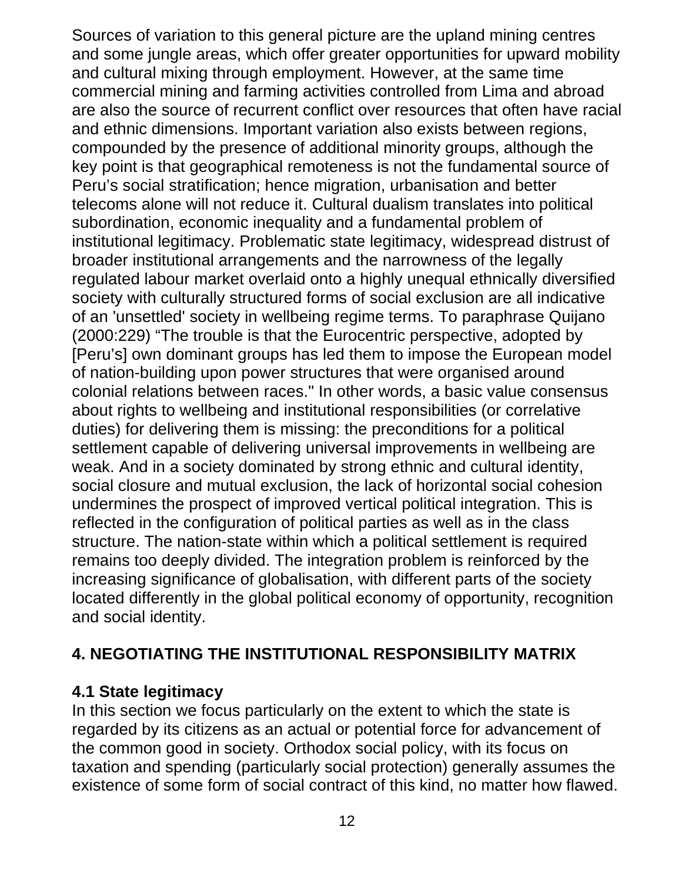Sources of variation to this general picture are the upland mining centres and some jungle areas, which offer greater opportunities for upward mobility and cultural mixing through employment. However, at the same time commercial mining and farming activities controlled from Lima and abroad are also the source of recurrent conflict over resources that often have racial and ethnic dimensions. Important variation also exists between regions, compounded by the presence of additional minority groups, although the key point is that geographical remoteness is not the fundamental source of Peru's social stratification; hence migration, urbanisation and better telecoms alone will not reduce it. Cultural dualism translates into political subordination, economic inequality and a fundamental problem of institutional legitimacy. Problematic state legitimacy, widespread distrust of broader institutional arrangements and the narrowness of the legally regulated labour market overlaid onto a highly unequal ethnically diversified society with culturally structured forms of social exclusion are all indicative of an 'unsettled' society in wellbeing regime terms. To paraphrase Quijano (2000:229) "The trouble is that the Eurocentric perspective, adopted by [Peru's] own dominant groups has led them to impose the European model of nation-building upon power structures that were organised around colonial relations between races." In other words, a basic value consensus about rights to wellbeing and institutional responsibilities (or correlative duties) for delivering them is missing: the preconditions for a political settlement capable of delivering universal improvements in wellbeing are weak. And in a society dominated by strong ethnic and cultural identity, social closure and mutual exclusion, the lack of horizontal social cohesion undermines the prospect of improved vertical political integration. This is reflected in the configuration of political parties as well as in the class structure. The nation-state within which a political settlement is required remains too deeply divided. The integration problem is reinforced by the increasing significance of globalisation, with different parts of the society located differently in the global political economy of opportunity, recognition and social identity.

## 4. NEGOTIATING THE INSTITUTIONAL RESPONSIBILITY MATRIX

### 4.1 State legitimacy

In this section we focus particularly on the extent to which the state is regarded by its citizens as an actual or potential force for advancement of the common good in society. Orthodox social policy, with its focus on taxation and spending (particularly social protection) generally assumes the existence of some form of social contract of this kind, no matter how flawed.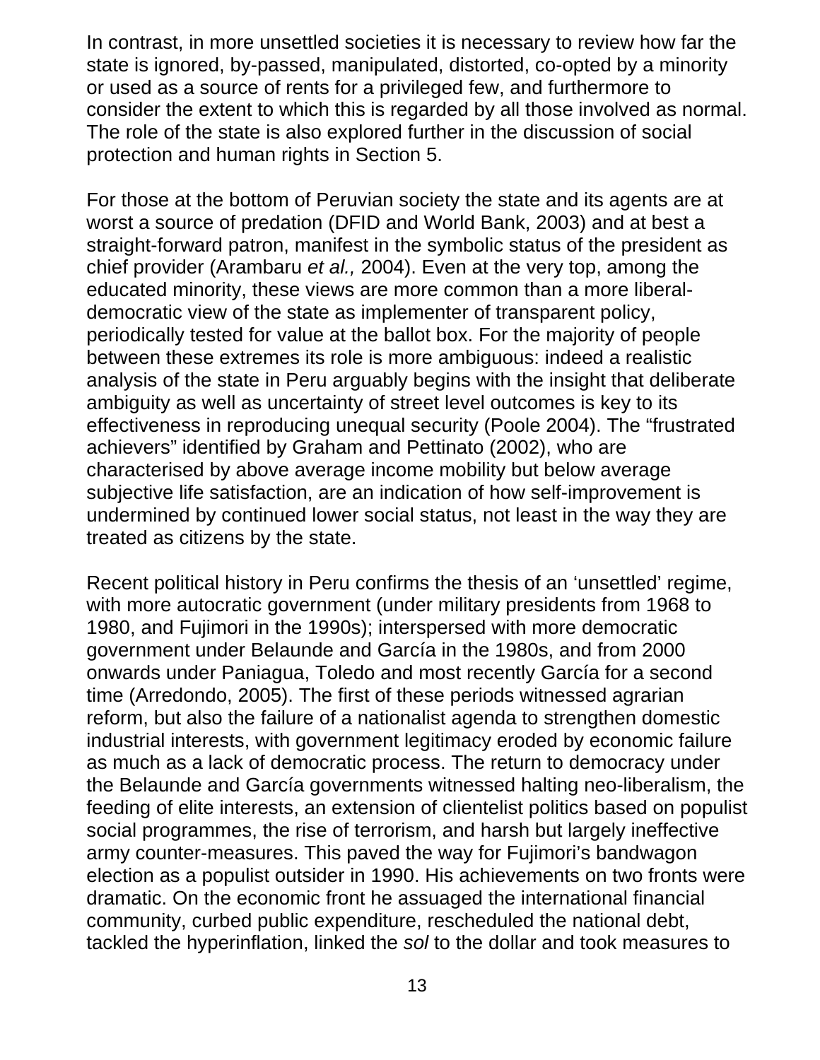In contrast, in more unsettled societies it is necessary to review how far the state is ignored, by-passed, manipulated, distorted, co-opted by a minority or used as a source of rents for a privileged few, and furthermore to consider the extent to which this is regarded by all those involved as normal. The role of the state is also explored further in the discussion of social protection and human rights in Section 5.

For those at the bottom of Peruvian society the state and its agents are at worst a source of predation (DFID and World Bank, 2003) and at best a straight-forward patron, manifest in the symbolic status of the president as chief provider (Arambaru *et al.,* 2004). Even at the very top, among the educated minority, these views are more common than a more liberal-democratic view of the state as implementer of transparent policy, periodically tested for value at the ballot box. For the majority of people between these extremes its role is more ambiguous: indeed a realistic analysis of the state in Peru arguably begins with the insight that deliberate ambiguity as well as uncertainty of street level outcomes is key to its effectiveness in reproducing unequal security (Poole 2004). The "frustrated achievers" identified by Graham and Pettinato (2002), who are characterised by above average income mobility but below average subjective life satisfaction, are an indication of how self-improvement is undermined by continued lower social status, not least in the way they are treated as citizens by the state.

Recent political history in Peru confirms the thesis of an 'unsettled' regime, with more autocratic government (under military presidents from 1968 to 1980, and Fujimori in the 1990s); interspersed with more democratic government under Belaunde and García in the 1980s, and from 2000 onwards under Paniagua, Toledo and most recently García for a second time (Arredondo, 2005). The first of these periods witnessed agrarian reform, but also the failure of a nationalist agenda to strengthen domestic industrial interests, with government legitimacy eroded by economic failure as much as a lack of democratic process. The return to democracy under the Belaunde and García governments witnessed halting neo-liberalism, the feeding of elite interests, an extension of clientelist politics based on populist social programmes, the rise of terrorism, and harsh but largely ineffective army counter-measures. This paved the way for Fujimori's bandwagon election as a populist outsider in 1990. His achievements on two fronts were dramatic. On the economic front he assuaged the international financial community, curbed public expenditure, rescheduled the national debt, tackled the hyperinflation, linked the *sol* to the dollar and took measures to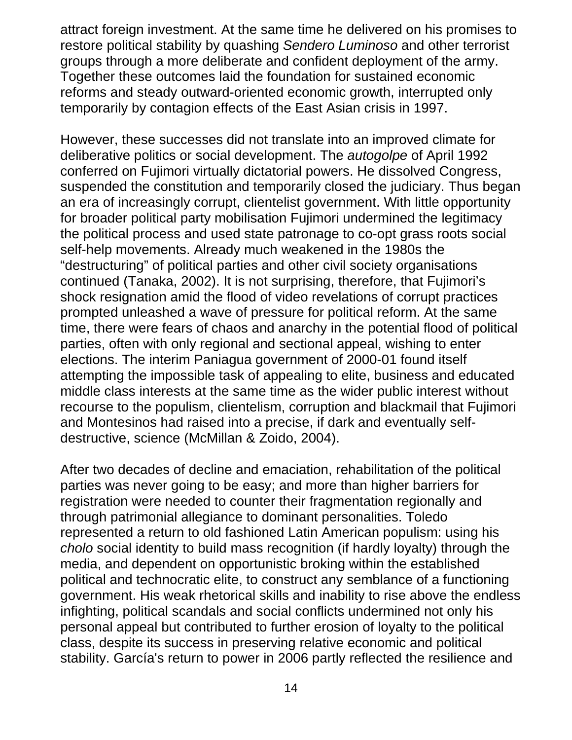attract foreign investment. At the same time he delivered on his promises to restore political stability by quashing *Sendero Luminoso* and other terrorist groups through a more deliberate and confident deployment of the army. Together these outcomes laid the foundation for sustained economic reforms and steady outward-oriented economic growth, interrupted only temporarily by contagion effects of the East Asian crisis in 1997.

However, these successes did not translate into an improved climate for deliberative politics or social development. The *autogolpe* of April 1992 conferred on Fujimori virtually dictatorial powers. He dissolved Congress, suspended the constitution and temporarily closed the judiciary. Thus began an era of increasingly corrupt, clientelist government. With little opportunity for broader political party mobilisation Fujimori undermined the legitimacy the political process and used state patronage to co-opt grass roots social self-help movements. Already much weakened in the 1980s the "destructuring" of political parties and other civil society organisations continued (Tanaka, 2002). It is not surprising, therefore, that Fujimori's shock resignation amid the flood of video revelations of corrupt practices prompted unleashed a wave of pressure for political reform. At the same time, there were fears of chaos and anarchy in the potential flood of political parties, often with only regional and sectional appeal, wishing to enter elections. The interim Paniagua government of 2000-01 found itself attempting the impossible task of appealing to elite, business and educated middle class interests at the same time as the wider public interest without recourse to the populism, clientelism, corruption and blackmail that Fujimori and Montesinos had raised into a precise, if dark and eventually self-destructive, science (McMillan & Zoido, 2004).

After two decades of decline and emaciation, rehabilitation of the political parties was never going to be easy; and more than higher barriers for registration were needed to counter their fragmentation regionally and through patrimonial allegiance to dominant personalities. Toledo represented a return to old fashioned Latin American populism: using his *cholo* social identity to build mass recognition (if hardly loyalty) through the media, and dependent on opportunistic broking within the established political and technocratic elite, to construct any semblance of a functioning government. His weak rhetorical skills and inability to rise above the endless infighting, political scandals and social conflicts undermined not only his personal appeal but contributed to further erosion of loyalty to the political class, despite its success in preserving relative economic and political stability. García's return to power in 2006 partly reflected the resilience and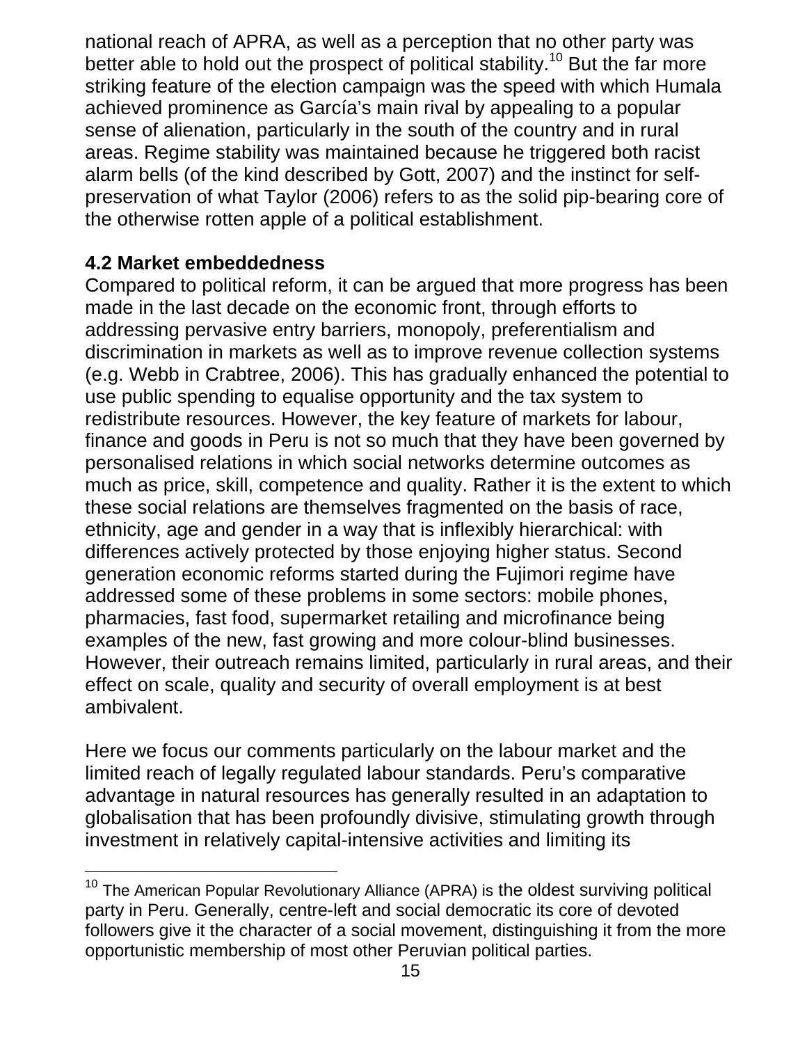national reach of APRA, as well as a perception that no other party was better able to hold out the prospect of political stability.[10] But the far more striking feature of the election campaign was the speed with which Humala achieved prominence as García's main rival by appealing to a popular sense of alienation, particularly in the south of the country and in rural areas. Regime stability was maintained because he triggered both racist alarm bells (of the kind described by Gott, 2007) and the instinct for self-preservation of what Taylor (2006) refers to as the solid pip-bearing core of the otherwise rotten apple of a political establishment.

### 4.2 Market embeddedness

Compared to political reform, it can be argued that more progress has been made in the last decade on the economic front, through efforts to addressing pervasive entry barriers, monopoly, preferentialism and discrimination in markets as well as to improve revenue collection systems (e.g. Webb in Crabtree, 2006). This has gradually enhanced the potential to use public spending to equalise opportunity and the tax system to redistribute resources. However, the key feature of markets for labour, finance and goods in Peru is not so much that they have been governed by personalised relations in which social networks determine outcomes as much as price, skill, competence and quality. Rather it is the extent to which these social relations are themselves fragmented on the basis of race, ethnicity, age and gender in a way that is inflexibly hierarchical: with differences actively protected by those enjoying higher status. Second generation economic reforms started during the Fujimori regime have addressed some of these problems in some sectors: mobile phones, pharmacies, fast food, supermarket retailing and microfinance being examples of the new, fast growing and more colour-blind businesses. However, their outreach remains limited, particularly in rural areas, and their effect on scale, quality and security of overall employment is at best ambivalent.

Here we focus our comments particularly on the labour market and the limited reach of legally regulated labour standards. Peru's comparative advantage in natural resources has generally resulted in an adaptation to globalisation that has been profoundly divisive, stimulating growth through investment in relatively capital-intensive activities and limiting its

---

[10] The American Popular Revolutionary Alliance (APRA) is the oldest surviving political party in Peru. Generally, centre-left and social democratic its core of devoted followers give it the character of a social movement, distinguishing it from the more opportunistic membership of most other Peruvian political parties.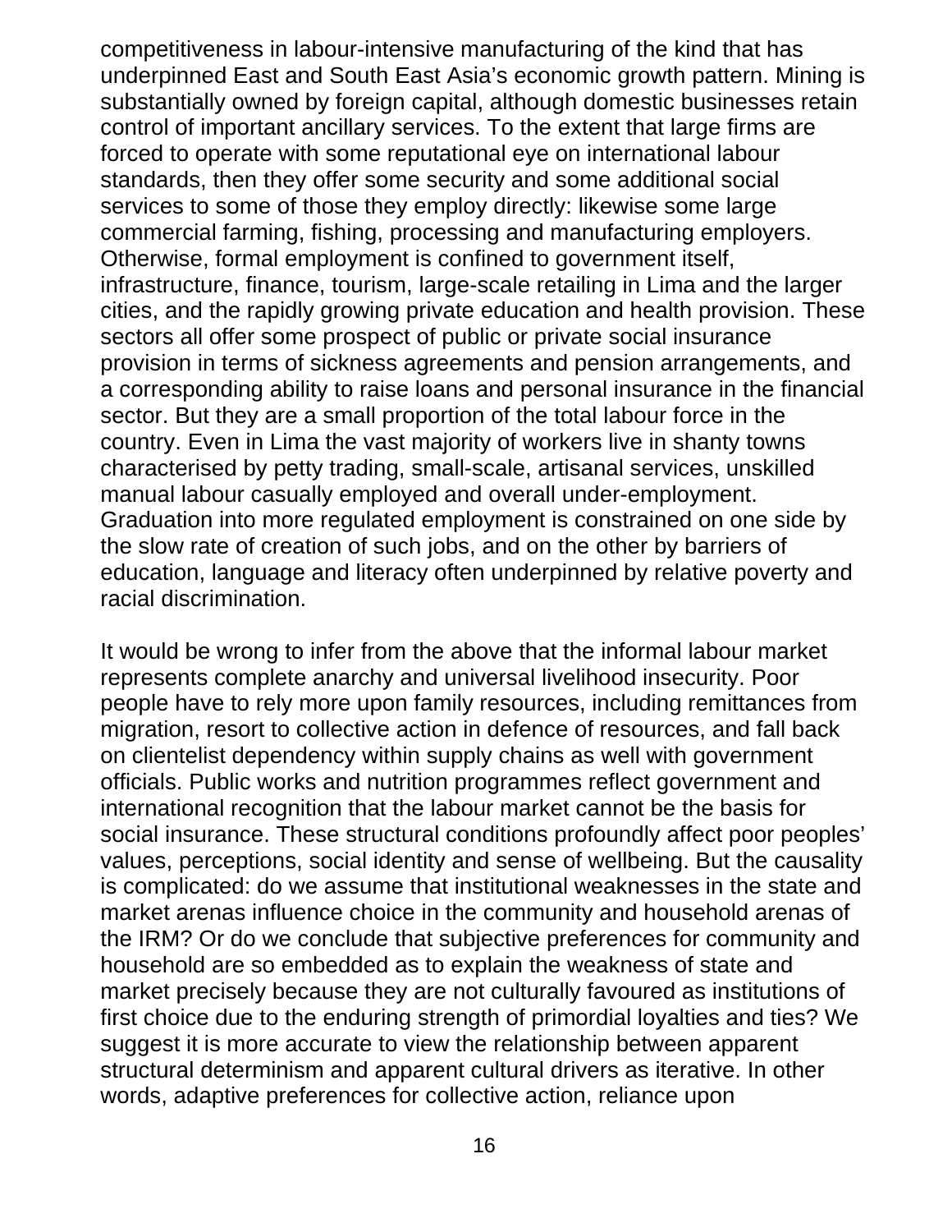competitiveness in labour-intensive manufacturing of the kind that has underpinned East and South East Asia's economic growth pattern. Mining is substantially owned by foreign capital, although domestic businesses retain control of important ancillary services. To the extent that large firms are forced to operate with some reputational eye on international labour standards, then they offer some security and some additional social services to some of those they employ directly: likewise some large commercial farming, fishing, processing and manufacturing employers. Otherwise, formal employment is confined to government itself, infrastructure, finance, tourism, large-scale retailing in Lima and the larger cities, and the rapidly growing private education and health provision. These sectors all offer some prospect of public or private social insurance provision in terms of sickness agreements and pension arrangements, and a corresponding ability to raise loans and personal insurance in the financial sector. But they are a small proportion of the total labour force in the country. Even in Lima the vast majority of workers live in shanty towns characterised by petty trading, small-scale, artisanal services, unskilled manual labour casually employed and overall under-employment. Graduation into more regulated employment is constrained on one side by the slow rate of creation of such jobs, and on the other by barriers of education, language and literacy often underpinned by relative poverty and racial discrimination.

It would be wrong to infer from the above that the informal labour market represents complete anarchy and universal livelihood insecurity. Poor people have to rely more upon family resources, including remittances from migration, resort to collective action in defence of resources, and fall back on clientelist dependency within supply chains as well with government officials. Public works and nutrition programmes reflect government and international recognition that the labour market cannot be the basis for social insurance. These structural conditions profoundly affect poor peoples' values, perceptions, social identity and sense of wellbeing. But the causality is complicated: do we assume that institutional weaknesses in the state and market arenas influence choice in the community and household arenas of the IRM? Or do we conclude that subjective preferences for community and household are so embedded as to explain the weakness of state and market precisely because they are not culturally favoured as institutions of first choice due to the enduring strength of primordial loyalties and ties? We suggest it is more accurate to view the relationship between apparent structural determinism and apparent cultural drivers as iterative. In other words, adaptive preferences for collective action, reliance upon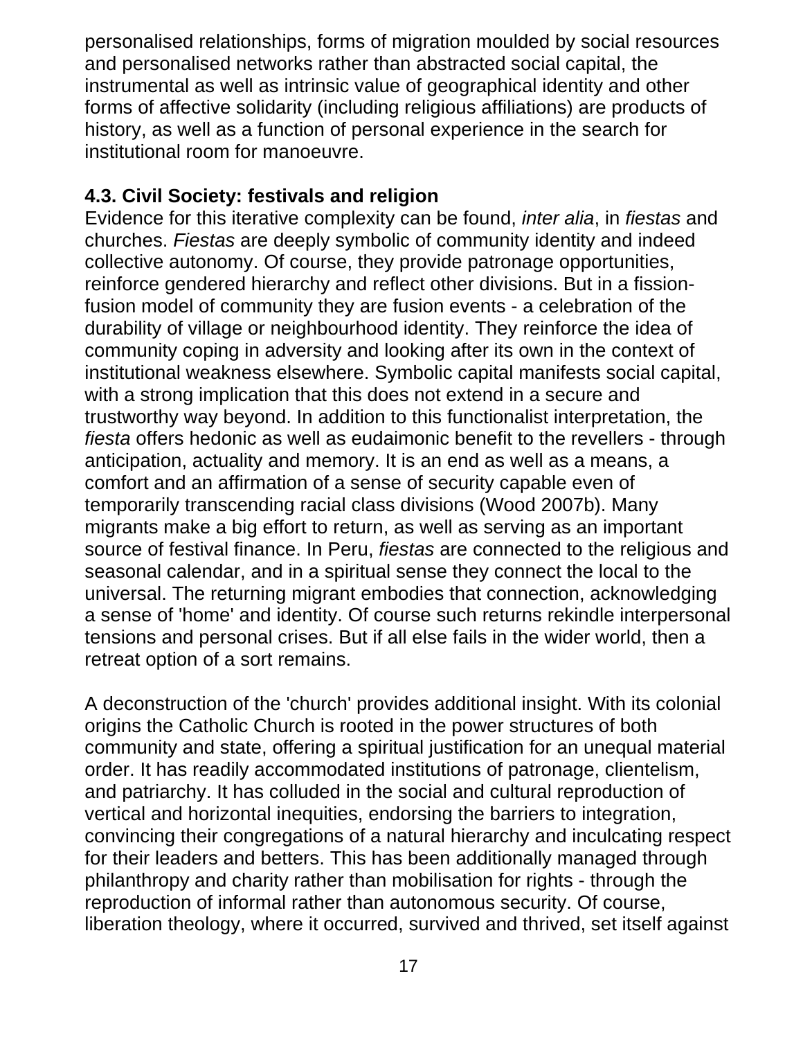personalised relationships, forms of migration moulded by social resources and personalised networks rather than abstracted social capital, the instrumental as well as intrinsic value of geographical identity and other forms of affective solidarity (including religious affiliations) are products of history, as well as a function of personal experience in the search for institutional room for manoeuvre.

### 4.3. Civil Society: festivals and religion

Evidence for this iterative complexity can be found, *inter alia*, in *fiestas* and churches. *Fiestas* are deeply symbolic of community identity and indeed collective autonomy. Of course, they provide patronage opportunities, reinforce gendered hierarchy and reflect other divisions. But in a fission-fusion model of community they are fusion events - a celebration of the durability of village or neighbourhood identity. They reinforce the idea of community coping in adversity and looking after its own in the context of institutional weakness elsewhere. Symbolic capital manifests social capital, with a strong implication that this does not extend in a secure and trustworthy way beyond. In addition to this functionalist interpretation, the *fiesta* offers hedonic as well as eudaimonic benefit to the revellers - through anticipation, actuality and memory. It is an end as well as a means, a comfort and an affirmation of a sense of security capable even of temporarily transcending racial class divisions (Wood 2007b). Many migrants make a big effort to return, as well as serving as an important source of festival finance. In Peru, *fiestas* are connected to the religious and seasonal calendar, and in a spiritual sense they connect the local to the universal. The returning migrant embodies that connection, acknowledging a sense of 'home' and identity. Of course such returns rekindle interpersonal tensions and personal crises. But if all else fails in the wider world, then a retreat option of a sort remains.

A deconstruction of the 'church' provides additional insight. With its colonial origins the Catholic Church is rooted in the power structures of both community and state, offering a spiritual justification for an unequal material order. It has readily accommodated institutions of patronage, clientelism, and patriarchy. It has colluded in the social and cultural reproduction of vertical and horizontal inequities, endorsing the barriers to integration, convincing their congregations of a natural hierarchy and inculcating respect for their leaders and betters. This has been additionally managed through philanthropy and charity rather than mobilisation for rights - through the reproduction of informal rather than autonomous security. Of course, liberation theology, where it occurred, survived and thrived, set itself against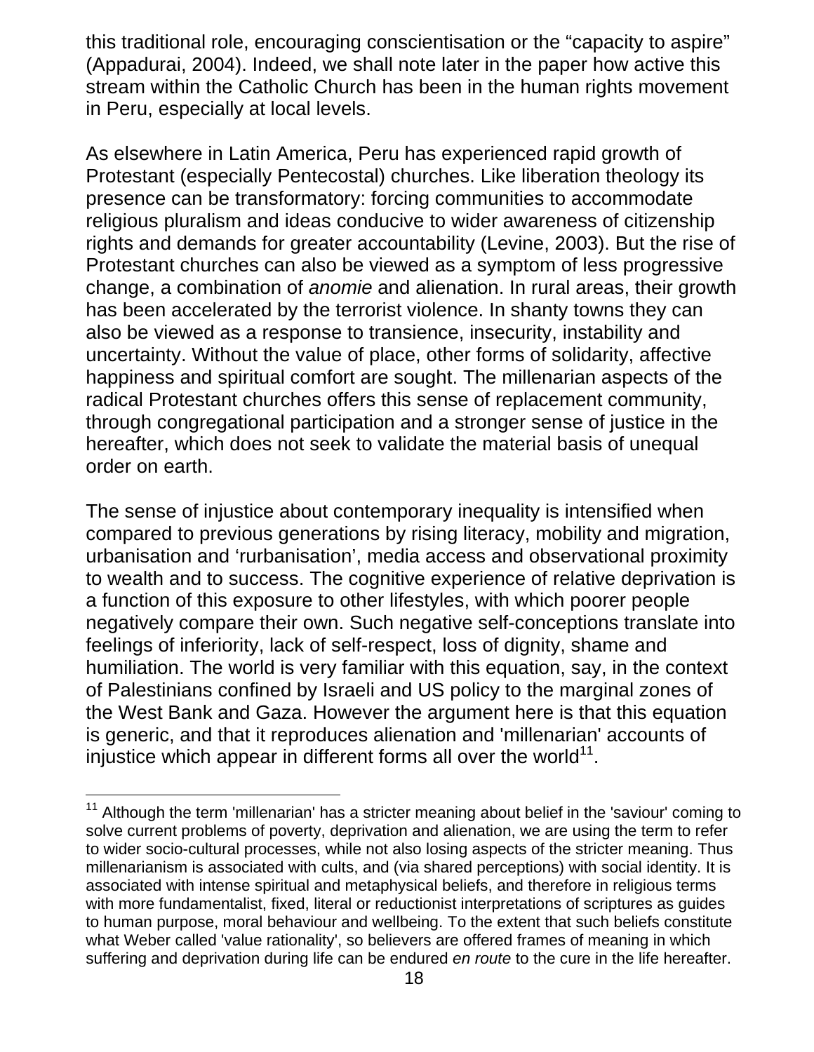this traditional role, encouraging conscientisation or the “capacity to aspire” (Appadurai, 2004). Indeed, we shall note later in the paper how active this stream within the Catholic Church has been in the human rights movement in Peru, especially at local levels.

As elsewhere in Latin America, Peru has experienced rapid growth of Protestant (especially Pentecostal) churches. Like liberation theology its presence can be transformatory: forcing communities to accommodate religious pluralism and ideas conducive to wider awareness of citizenship rights and demands for greater accountability (Levine, 2003). But the rise of Protestant churches can also be viewed as a symptom of less progressive change, a combination of *anomie* and alienation. In rural areas, their growth has been accelerated by the terrorist violence. In shanty towns they can also be viewed as a response to transience, insecurity, instability and uncertainty. Without the value of place, other forms of solidarity, affective happiness and spiritual comfort are sought. The millenarian aspects of the radical Protestant churches offers this sense of replacement community, through congregational participation and a stronger sense of justice in the hereafter, which does not seek to validate the material basis of unequal order on earth.

The sense of injustice about contemporary inequality is intensified when compared to previous generations by rising literacy, mobility and migration, urbanisation and ‘rurbanisation’, media access and observational proximity to wealth and to success. The cognitive experience of relative deprivation is a function of this exposure to other lifestyles, with which poorer people negatively compare their own. Such negative self-conceptions translate into feelings of inferiority, lack of self-respect, loss of dignity, shame and humiliation. The world is very familiar with this equation, say, in the context of Palestinians confined by Israeli and US policy to the marginal zones of the West Bank and Gaza. However the argument here is that this equation is generic, and that it reproduces alienation and 'millenarian' accounts of injustice which appear in different forms all over the world[11].

---

[11] Although the term 'millenarian' has a stricter meaning about belief in the 'saviour' coming to solve current problems of poverty, deprivation and alienation, we are using the term to refer to wider socio-cultural processes, while not also losing aspects of the stricter meaning. Thus millenarianism is associated with cults, and (via shared perceptions) with social identity. It is associated with intense spiritual and metaphysical beliefs, and therefore in religious terms with more fundamentalist, fixed, literal or reductionist interpretations of scriptures as guides to human purpose, moral behaviour and wellbeing. To the extent that such beliefs constitute what Weber called 'value rationality', so believers are offered frames of meaning in which suffering and deprivation during life can be endured *en route* to the cure in the life hereafter.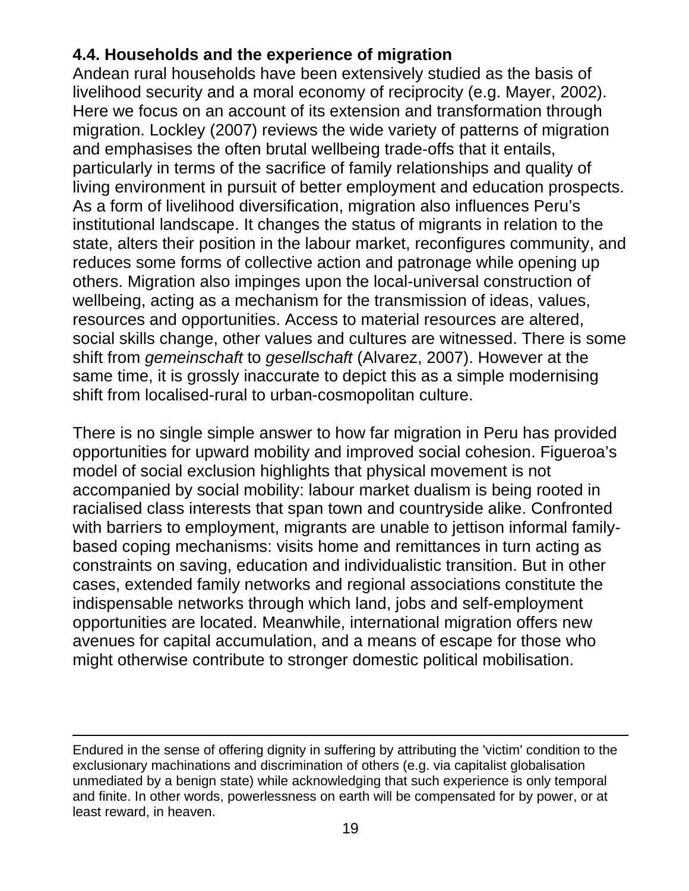### 4.4. Households and the experience of migration

Andean rural households have been extensively studied as the basis of livelihood security and a moral economy of reciprocity (e.g. Mayer, 2002). Here we focus on an account of its extension and transformation through migration. Lockley (2007) reviews the wide variety of patterns of migration and emphasises the often brutal wellbeing trade-offs that it entails, particularly in terms of the sacrifice of family relationships and quality of living environment in pursuit of better employment and education prospects. As a form of livelihood diversification, migration also influences Peru's institutional landscape. It changes the status of migrants in relation to the state, alters their position in the labour market, reconfigures community, and reduces some forms of collective action and patronage while opening up others. Migration also impinges upon the local-universal construction of wellbeing, acting as a mechanism for the transmission of ideas, values, resources and opportunities. Access to material resources are altered, social skills change, other values and cultures are witnessed. There is some shift from *gemeinschaft* to *gesellschaft* (Alvarez, 2007). However at the same time, it is grossly inaccurate to depict this as a simple modernising shift from localised-rural to urban-cosmopolitan culture.

There is no single simple answer to how far migration in Peru has provided opportunities for upward mobility and improved social cohesion. Figueroa's model of social exclusion highlights that physical movement is not accompanied by social mobility: labour market dualism is being rooted in racialised class interests that span town and countryside alike. Confronted with barriers to employment, migrants are unable to jettison informal family-based coping mechanisms: visits home and remittances in turn acting as constraints on saving, education and individualistic transition. But in other cases, extended family networks and regional associations constitute the indispensable networks through which land, jobs and self-employment opportunities are located. Meanwhile, international migration offers new avenues for capital accumulation, and a means of escape for those who might otherwise contribute to stronger domestic political mobilisation.

---

Endured in the sense of offering dignity in suffering by attributing the 'victim' condition to the exclusionary machinations and discrimination of others (e.g. via capitalist globalisation unmediated by a benign state) while acknowledging that such experience is only temporal and finite. In other words, powerlessness on earth will be compensated for by power, or at least reward, in heaven.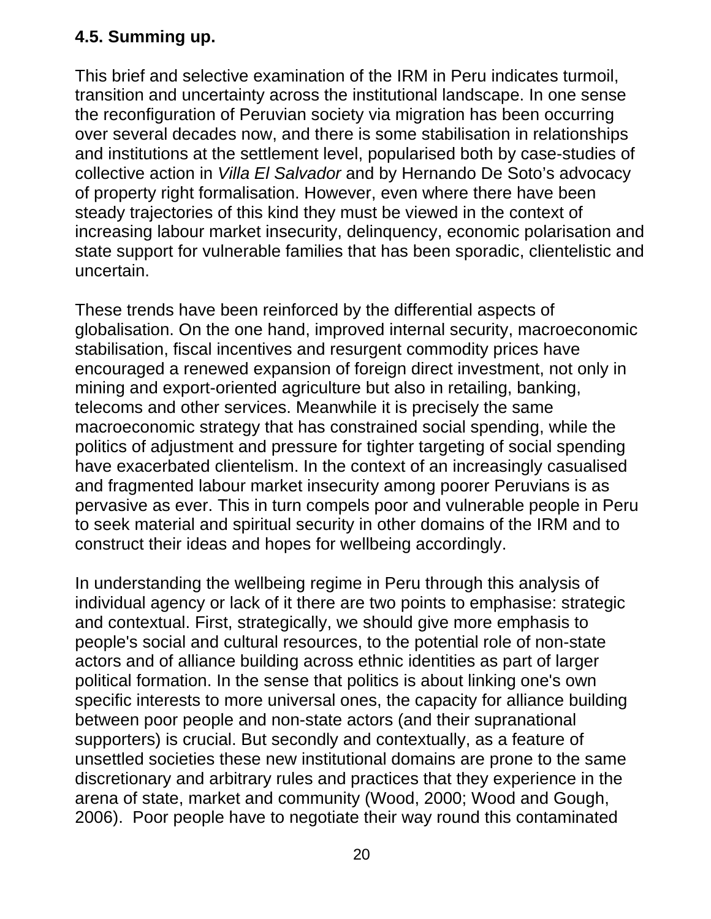### 4.5. Summing up.

This brief and selective examination of the IRM in Peru indicates turmoil, transition and uncertainty across the institutional landscape. In one sense the reconfiguration of Peruvian society via migration has been occurring over several decades now, and there is some stabilisation in relationships and institutions at the settlement level, popularised both by case-studies of collective action in *Villa El Salvador* and by Hernando De Soto's advocacy of property right formalisation. However, even where there have been steady trajectories of this kind they must be viewed in the context of increasing labour market insecurity, delinquency, economic polarisation and state support for vulnerable families that has been sporadic, clientelistic and uncertain.

These trends have been reinforced by the differential aspects of globalisation. On the one hand, improved internal security, macroeconomic stabilisation, fiscal incentives and resurgent commodity prices have encouraged a renewed expansion of foreign direct investment, not only in mining and export-oriented agriculture but also in retailing, banking, telecoms and other services. Meanwhile it is precisely the same macroeconomic strategy that has constrained social spending, while the politics of adjustment and pressure for tighter targeting of social spending have exacerbated clientelism. In the context of an increasingly casualised and fragmented labour market insecurity among poorer Peruvians is as pervasive as ever. This in turn compels poor and vulnerable people in Peru to seek material and spiritual security in other domains of the IRM and to construct their ideas and hopes for wellbeing accordingly.

In understanding the wellbeing regime in Peru through this analysis of individual agency or lack of it there are two points to emphasise: strategic and contextual. First, strategically, we should give more emphasis to people's social and cultural resources, to the potential role of non-state actors and of alliance building across ethnic identities as part of larger political formation. In the sense that politics is about linking one's own specific interests to more universal ones, the capacity for alliance building between poor people and non-state actors (and their supranational supporters) is crucial. But secondly and contextually, as a feature of unsettled societies these new institutional domains are prone to the same discretionary and arbitrary rules and practices that they experience in the arena of state, market and community (Wood, 2000; Wood and Gough, 2006). Poor people have to negotiate their way round this contaminated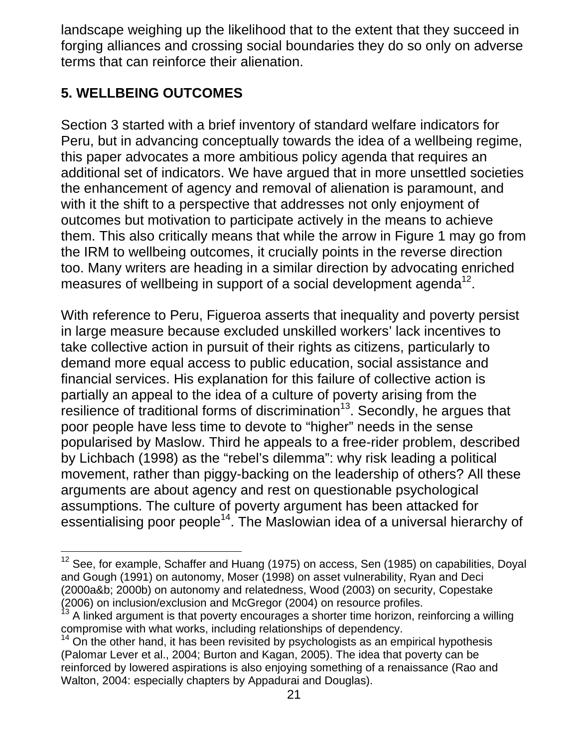landscape weighing up the likelihood that to the extent that they succeed in forging alliances and crossing social boundaries they do so only on adverse terms that can reinforce their alienation.

## 5. WELLBEING OUTCOMES

Section 3 started with a brief inventory of standard welfare indicators for Peru, but in advancing conceptually towards the idea of a wellbeing regime, this paper advocates a more ambitious policy agenda that requires an additional set of indicators. We have argued that in more unsettled societies the enhancement of agency and removal of alienation is paramount, and with it the shift to a perspective that addresses not only enjoyment of outcomes but motivation to participate actively in the means to achieve them. This also critically means that while the arrow in Figure 1 may go from the IRM to wellbeing outcomes, it crucially points in the reverse direction too. Many writers are heading in a similar direction by advocating enriched measures of wellbeing in support of a social development agenda[12].

With reference to Peru, Figueroa asserts that inequality and poverty persist in large measure because excluded unskilled workers' lack incentives to take collective action in pursuit of their rights as citizens, particularly to demand more equal access to public education, social assistance and financial services. His explanation for this failure of collective action is partially an appeal to the idea of a culture of poverty arising from the resilience of traditional forms of discrimination[13]. Secondly, he argues that poor people have less time to devote to "higher" needs in the sense popularised by Maslow. Third he appeals to a free-rider problem, described by Lichbach (1998) as the "rebel's dilemma": why risk leading a political movement, rather than piggy-backing on the leadership of others? All these arguments are about agency and rest on questionable psychological assumptions. The culture of poverty argument has been attacked for essentialising poor people[14]. The Maslowian idea of a universal hierarchy of

---

[12] See, for example, Schaffer and Huang (1975) on access, Sen (1985) on capabilities, Doyal and Gough (1991) on autonomy, Moser (1998) on asset vulnerability, Ryan and Deci (2000a&b; 2000b) on autonomy and relatedness, Wood (2003) on security, Copestake (2006) on inclusion/exclusion and McGregor (2004) on resource profiles.

[13] A linked argument is that poverty encourages a shorter time horizon, reinforcing a willing compromise with what works, including relationships of dependency.

[14] On the other hand, it has been revisited by psychologists as an empirical hypothesis (Palomar Lever et al., 2004; Burton and Kagan, 2005). The idea that poverty can be reinforced by lowered aspirations is also enjoying something of a renaissance (Rao and Walton, 2004: especially chapters by Appadurai and Douglas).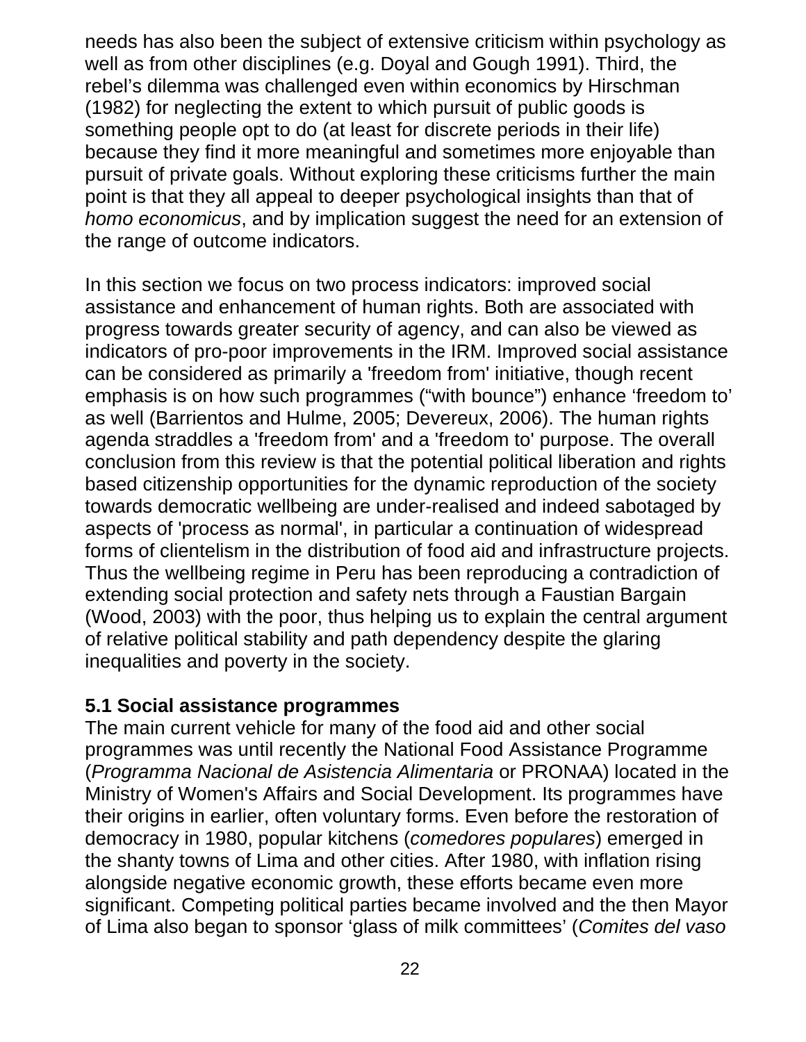needs has also been the subject of extensive criticism within psychology as well as from other disciplines (e.g. Doyal and Gough 1991). Third, the rebel's dilemma was challenged even within economics by Hirschman (1982) for neglecting the extent to which pursuit of public goods is something people opt to do (at least for discrete periods in their life) because they find it more meaningful and sometimes more enjoyable than pursuit of private goals. Without exploring these criticisms further the main point is that they all appeal to deeper psychological insights than that of *homo economicus*, and by implication suggest the need for an extension of the range of outcome indicators.

In this section we focus on two process indicators: improved social assistance and enhancement of human rights. Both are associated with progress towards greater security of agency, and can also be viewed as indicators of pro-poor improvements in the IRM. Improved social assistance can be considered as primarily a 'freedom from' initiative, though recent emphasis is on how such programmes ("with bounce") enhance 'freedom to' as well (Barrientos and Hulme, 2005; Devereux, 2006). The human rights agenda straddles a 'freedom from' and a 'freedom to' purpose. The overall conclusion from this review is that the potential political liberation and rights based citizenship opportunities for the dynamic reproduction of the society towards democratic wellbeing are under-realised and indeed sabotaged by aspects of 'process as normal', in particular a continuation of widespread forms of clientelism in the distribution of food aid and infrastructure projects. Thus the wellbeing regime in Peru has been reproducing a contradiction of extending social protection and safety nets through a Faustian Bargain (Wood, 2003) with the poor, thus helping us to explain the central argument of relative political stability and path dependency despite the glaring inequalities and poverty in the society.

### 5.1 Social assistance programmes

The main current vehicle for many of the food aid and other social programmes was until recently the National Food Assistance Programme (*Programma Nacional de Asistencia Alimentaria* or PRONAA) located in the Ministry of Women's Affairs and Social Development. Its programmes have their origins in earlier, often voluntary forms. Even before the restoration of democracy in 1980, popular kitchens (*comedores populares*) emerged in the shanty towns of Lima and other cities. After 1980, with inflation rising alongside negative economic growth, these efforts became even more significant. Competing political parties became involved and the then Mayor of Lima also began to sponsor 'glass of milk committees' (*Comites del vaso*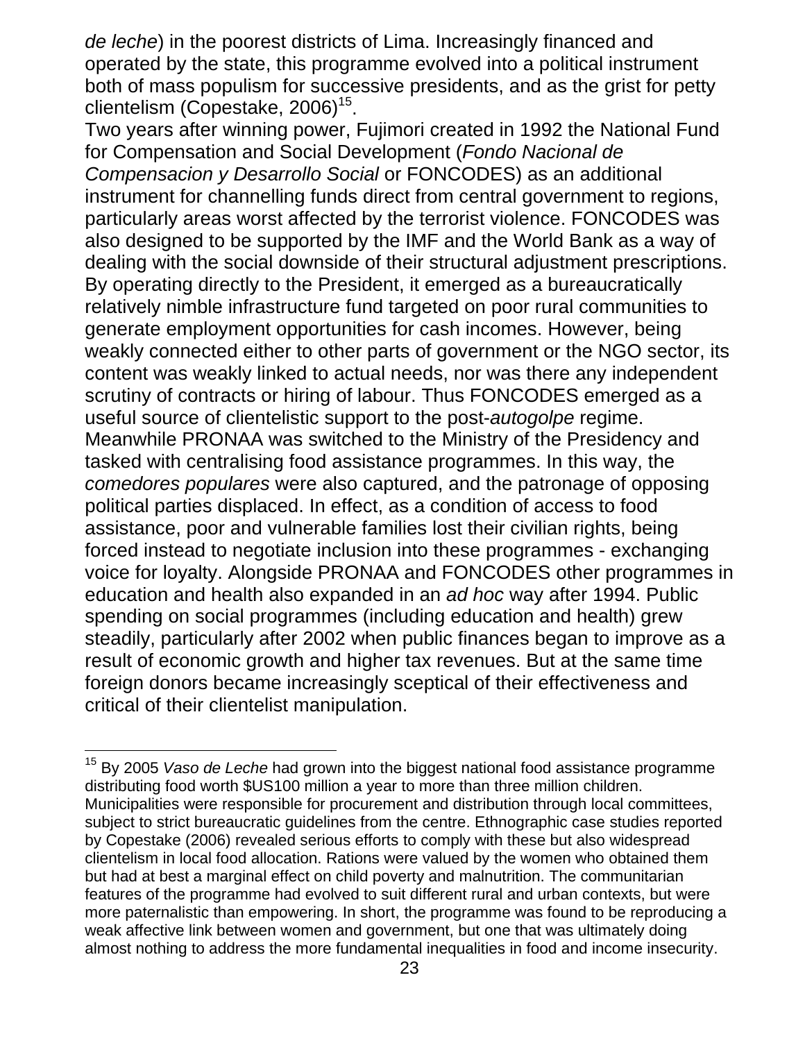*de leche*) in the poorest districts of Lima. Increasingly financed and operated by the state, this programme evolved into a political instrument both of mass populism for successive presidents, and as the grist for petty clientelism (Copestake, 2006)[15].

Two years after winning power, Fujimori created in 1992 the National Fund for Compensation and Social Development (*Fondo Nacional de Compensacion y Desarrollo Social* or FONCODES) as an additional instrument for channelling funds direct from central government to regions, particularly areas worst affected by the terrorist violence. FONCODES was also designed to be supported by the IMF and the World Bank as a way of dealing with the social downside of their structural adjustment prescriptions. By operating directly to the President, it emerged as a bureaucratically relatively nimble infrastructure fund targeted on poor rural communities to generate employment opportunities for cash incomes. However, being weakly connected either to other parts of government or the NGO sector, its content was weakly linked to actual needs, nor was there any independent scrutiny of contracts or hiring of labour. Thus FONCODES emerged as a useful source of clientelistic support to the post-*autogolpe* regime. Meanwhile PRONAA was switched to the Ministry of the Presidency and tasked with centralising food assistance programmes. In this way, the *comedores populares* were also captured, and the patronage of opposing political parties displaced. In effect, as a condition of access to food assistance, poor and vulnerable families lost their civilian rights, being forced instead to negotiate inclusion into these programmes - exchanging voice for loyalty. Alongside PRONAA and FONCODES other programmes in education and health also expanded in an *ad hoc* way after 1994. Public spending on social programmes (including education and health) grew steadily, particularly after 2002 when public finances began to improve as a result of economic growth and higher tax revenues. But at the same time foreign donors became increasingly sceptical of their effectiveness and critical of their clientelist manipulation.

---

[15] By 2005 *Vaso de Leche* had grown into the biggest national food assistance programme distributing food worth $US100 million a year to more than three million children. Municipalities were responsible for procurement and distribution through local committees, subject to strict bureaucratic guidelines from the centre. Ethnographic case studies reported by Copestake (2006) revealed serious efforts to comply with these but also widespread clientelism in local food allocation. Rations were valued by the women who obtained them but had at best a marginal effect on child poverty and malnutrition. The communitarian features of the programme had evolved to suit different rural and urban contexts, but were more paternalistic than empowering. In short, the programme was found to be reproducing a weak affective link between women and government, but one that was ultimately doing almost nothing to address the more fundamental inequalities in food and income insecurity.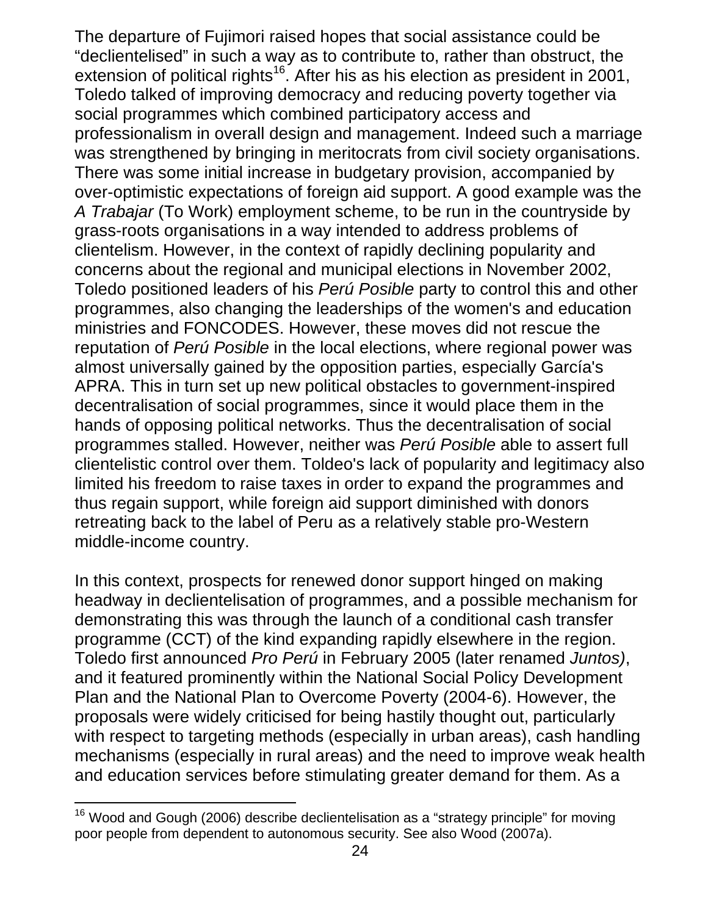The departure of Fujimori raised hopes that social assistance could be "declientelised" in such a way as to contribute to, rather than obstruct, the extension of political rights[16]. After his as his election as president in 2001, Toledo talked of improving democracy and reducing poverty together via social programmes which combined participatory access and professionalism in overall design and management. Indeed such a marriage was strengthened by bringing in meritocrats from civil society organisations. There was some initial increase in budgetary provision, accompanied by over-optimistic expectations of foreign aid support. A good example was the *A Trabajar* (To Work) employment scheme, to be run in the countryside by grass-roots organisations in a way intended to address problems of clientelism. However, in the context of rapidly declining popularity and concerns about the regional and municipal elections in November 2002, Toledo positioned leaders of his *Perú Posible* party to control this and other programmes, also changing the leaderships of the women's and education ministries and FONCODES. However, these moves did not rescue the reputation of *Perú Posible* in the local elections, where regional power was almost universally gained by the opposition parties, especially García's APRA. This in turn set up new political obstacles to government-inspired decentralisation of social programmes, since it would place them in the hands of opposing political networks. Thus the decentralisation of social programmes stalled. However, neither was *Perú Posible* able to assert full clientelistic control over them. Toldeo's lack of popularity and legitimacy also limited his freedom to raise taxes in order to expand the programmes and thus regain support, while foreign aid support diminished with donors retreating back to the label of Peru as a relatively stable pro-Western middle-income country.

In this context, prospects for renewed donor support hinged on making headway in declientelisation of programmes, and a possible mechanism for demonstrating this was through the launch of a conditional cash transfer programme (CCT) of the kind expanding rapidly elsewhere in the region. Toledo first announced *Pro Perú* in February 2005 (later renamed *Juntos)*, and it featured prominently within the National Social Policy Development Plan and the National Plan to Overcome Poverty (2004-6). However, the proposals were widely criticised for being hastily thought out, particularly with respect to targeting methods (especially in urban areas), cash handling mechanisms (especially in rural areas) and the need to improve weak health and education services before stimulating greater demand for them. As a

[16] Wood and Gough (2006) describe declientelisation as a "strategy principle" for moving poor people from dependent to autonomous security. See also Wood (2007a).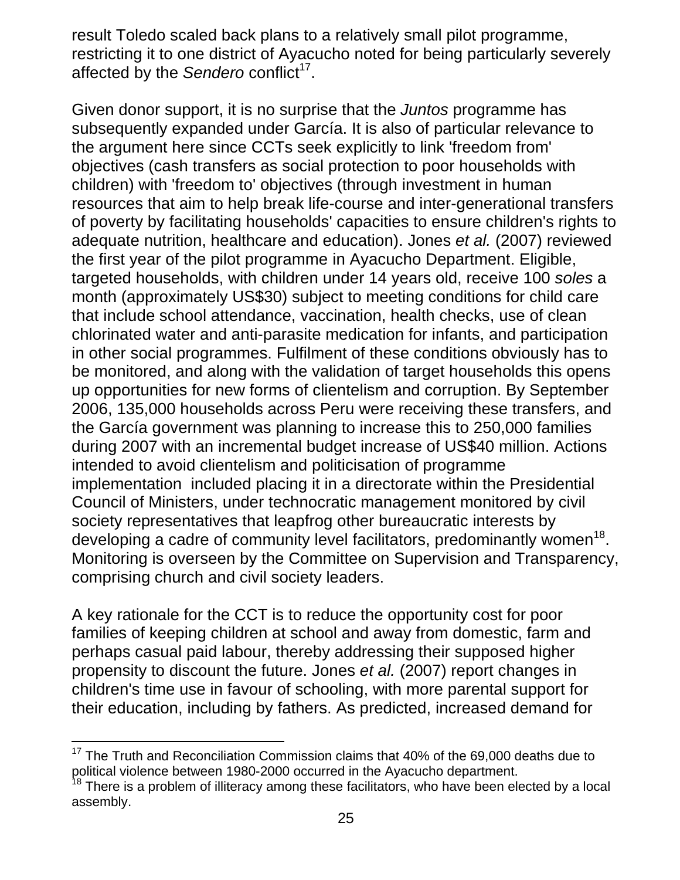result Toledo scaled back plans to a relatively small pilot programme, restricting it to one district of Ayacucho noted for being particularly severely affected by the *Sendero* conflict[17].

Given donor support, it is no surprise that the *Juntos* programme has subsequently expanded under García. It is also of particular relevance to the argument here since CCTs seek explicitly to link 'freedom from' objectives (cash transfers as social protection to poor households with children) with 'freedom to' objectives (through investment in human resources that aim to help break life-course and inter-generational transfers of poverty by facilitating households' capacities to ensure children's rights to adequate nutrition, healthcare and education). Jones *et al.* (2007) reviewed the first year of the pilot programme in Ayacucho Department. Eligible, targeted households, with children under 14 years old, receive 100 *soles* a month (approximately US$30) subject to meeting conditions for child care that include school attendance, vaccination, health checks, use of clean chlorinated water and anti-parasite medication for infants, and participation in other social programmes. Fulfilment of these conditions obviously has to be monitored, and along with the validation of target households this opens up opportunities for new forms of clientelism and corruption. By September 2006, 135,000 households across Peru were receiving these transfers, and the García government was planning to increase this to 250,000 families during 2007 with an incremental budget increase of US$40 million. Actions intended to avoid clientelism and politicisation of programme implementation included placing it in a directorate within the Presidential Council of Ministers, under technocratic management monitored by civil society representatives that leapfrog other bureaucratic interests by developing a cadre of community level facilitators, predominantly women[18]. Monitoring is overseen by the Committee on Supervision and Transparency, comprising church and civil society leaders.

A key rationale for the CCT is to reduce the opportunity cost for poor families of keeping children at school and away from domestic, farm and perhaps casual paid labour, thereby addressing their supposed higher propensity to discount the future. Jones *et al.* (2007) report changes in children's time use in favour of schooling, with more parental support for their education, including by fathers. As predicted, increased demand for

[17] The Truth and Reconciliation Commission claims that 40% of the 69,000 deaths due to political violence between 1980-2000 occurred in the Ayacucho department.

[18] There is a problem of illiteracy among these facilitators, who have been elected by a local assembly.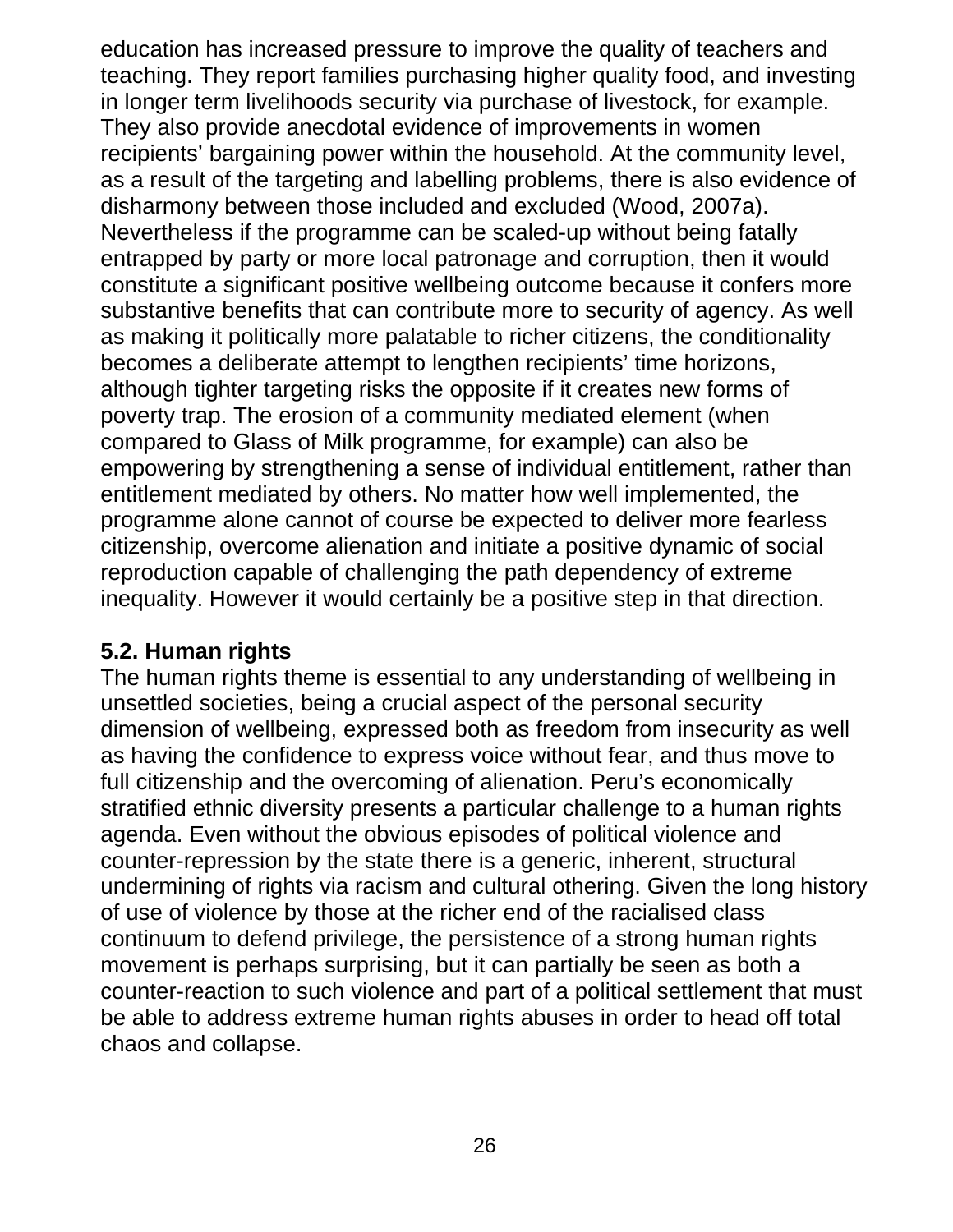education has increased pressure to improve the quality of teachers and teaching. They report families purchasing higher quality food, and investing in longer term livelihoods security via purchase of livestock, for example. They also provide anecdotal evidence of improvements in women recipients' bargaining power within the household. At the community level, as a result of the targeting and labelling problems, there is also evidence of disharmony between those included and excluded (Wood, 2007a). Nevertheless if the programme can be scaled-up without being fatally entrapped by party or more local patronage and corruption, then it would constitute a significant positive wellbeing outcome because it confers more substantive benefits that can contribute more to security of agency. As well as making it politically more palatable to richer citizens, the conditionality becomes a deliberate attempt to lengthen recipients' time horizons, although tighter targeting risks the opposite if it creates new forms of poverty trap. The erosion of a community mediated element (when compared to Glass of Milk programme, for example) can also be empowering by strengthening a sense of individual entitlement, rather than entitlement mediated by others. No matter how well implemented, the programme alone cannot of course be expected to deliver more fearless citizenship, overcome alienation and initiate a positive dynamic of social reproduction capable of challenging the path dependency of extreme inequality. However it would certainly be a positive step in that direction.

### 5.2. Human rights

The human rights theme is essential to any understanding of wellbeing in unsettled societies, being a crucial aspect of the personal security dimension of wellbeing, expressed both as freedom from insecurity as well as having the confidence to express voice without fear, and thus move to full citizenship and the overcoming of alienation. Peru's economically stratified ethnic diversity presents a particular challenge to a human rights agenda. Even without the obvious episodes of political violence and counter-repression by the state there is a generic, inherent, structural undermining of rights via racism and cultural othering. Given the long history of use of violence by those at the richer end of the racialised class continuum to defend privilege, the persistence of a strong human rights movement is perhaps surprising, but it can partially be seen as both a counter-reaction to such violence and part of a political settlement that must be able to address extreme human rights abuses in order to head off total chaos and collapse.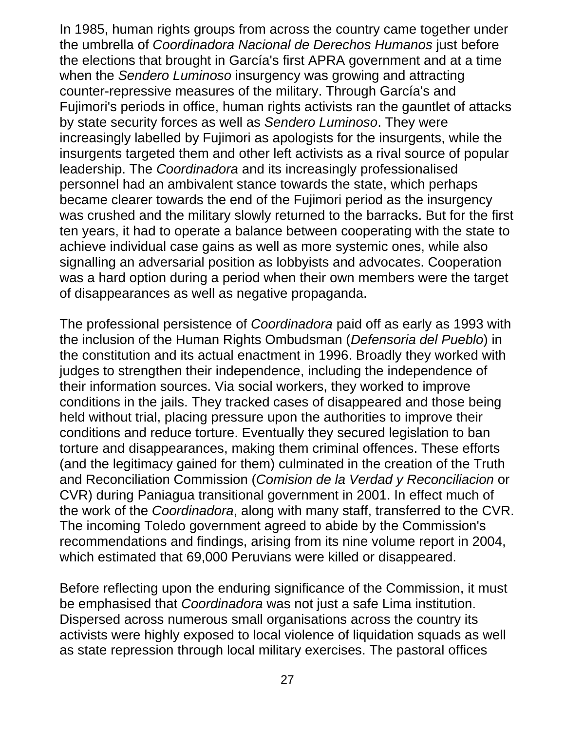In 1985, human rights groups from across the country came together under the umbrella of *Coordinadora Nacional de Derechos Humanos* just before the elections that brought in García's first APRA government and at a time when the *Sendero Luminoso* insurgency was growing and attracting counter-repressive measures of the military. Through García's and Fujimori's periods in office, human rights activists ran the gauntlet of attacks by state security forces as well as *Sendero Luminoso*. They were increasingly labelled by Fujimori as apologists for the insurgents, while the insurgents targeted them and other left activists as a rival source of popular leadership. The *Coordinadora* and its increasingly professionalised personnel had an ambivalent stance towards the state, which perhaps became clearer towards the end of the Fujimori period as the insurgency was crushed and the military slowly returned to the barracks. But for the first ten years, it had to operate a balance between cooperating with the state to achieve individual case gains as well as more systemic ones, while also signalling an adversarial position as lobbyists and advocates. Cooperation was a hard option during a period when their own members were the target of disappearances as well as negative propaganda.

The professional persistence of *Coordinadora* paid off as early as 1993 with the inclusion of the Human Rights Ombudsman (*Defensoria del Pueblo*) in the constitution and its actual enactment in 1996. Broadly they worked with judges to strengthen their independence, including the independence of their information sources. Via social workers, they worked to improve conditions in the jails. They tracked cases of disappeared and those being held without trial, placing pressure upon the authorities to improve their conditions and reduce torture. Eventually they secured legislation to ban torture and disappearances, making them criminal offences. These efforts (and the legitimacy gained for them) culminated in the creation of the Truth and Reconciliation Commission (*Comision de la Verdad y Reconciliacion* or CVR) during Paniagua transitional government in 2001. In effect much of the work of the *Coordinadora*, along with many staff, transferred to the CVR. The incoming Toledo government agreed to abide by the Commission's recommendations and findings, arising from its nine volume report in 2004, which estimated that 69,000 Peruvians were killed or disappeared.

Before reflecting upon the enduring significance of the Commission, it must be emphasised that *Coordinadora* was not just a safe Lima institution. Dispersed across numerous small organisations across the country its activists were highly exposed to local violence of liquidation squads as well as state repression through local military exercises. The pastoral offices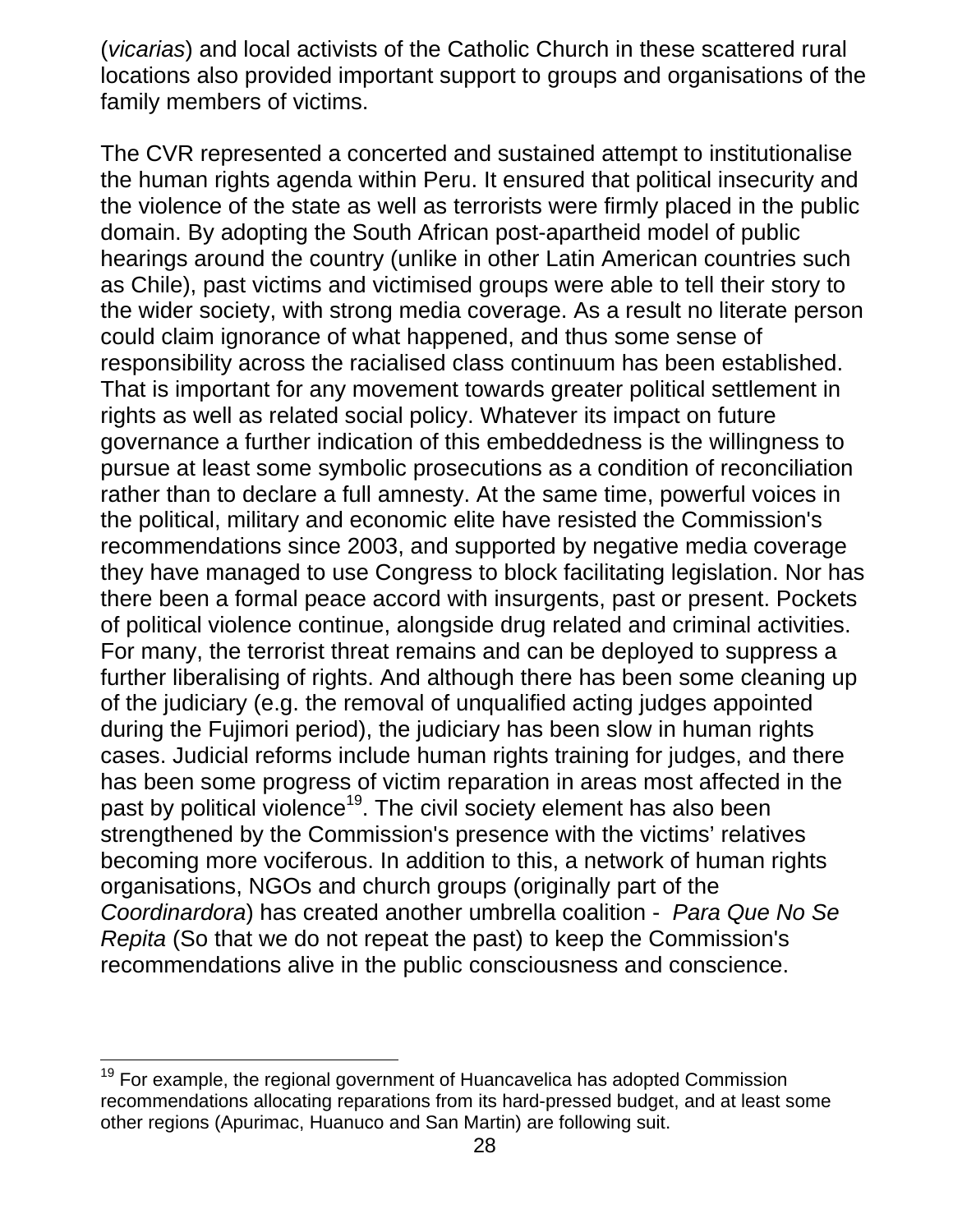(*vicarias*) and local activists of the Catholic Church in these scattered rural locations also provided important support to groups and organisations of the family members of victims.

The CVR represented a concerted and sustained attempt to institutionalise the human rights agenda within Peru. It ensured that political insecurity and the violence of the state as well as terrorists were firmly placed in the public domain. By adopting the South African post-apartheid model of public hearings around the country (unlike in other Latin American countries such as Chile), past victims and victimised groups were able to tell their story to the wider society, with strong media coverage. As a result no literate person could claim ignorance of what happened, and thus some sense of responsibility across the racialised class continuum has been established. That is important for any movement towards greater political settlement in rights as well as related social policy. Whatever its impact on future governance a further indication of this embeddedness is the willingness to pursue at least some symbolic prosecutions as a condition of reconciliation rather than to declare a full amnesty. At the same time, powerful voices in the political, military and economic elite have resisted the Commission's recommendations since 2003, and supported by negative media coverage they have managed to use Congress to block facilitating legislation. Nor has there been a formal peace accord with insurgents, past or present. Pockets of political violence continue, alongside drug related and criminal activities. For many, the terrorist threat remains and can be deployed to suppress a further liberalising of rights. And although there has been some cleaning up of the judiciary (e.g. the removal of unqualified acting judges appointed during the Fujimori period), the judiciary has been slow in human rights cases. Judicial reforms include human rights training for judges, and there has been some progress of victim reparation in areas most affected in the past by political violence[19]. The civil society element has also been strengthened by the Commission's presence with the victims' relatives becoming more vociferous. In addition to this, a network of human rights organisations, NGOs and church groups (originally part of the *Coordinardora*) has created another umbrella coalition - *Para Que No Se Repita* (So that we do not repeat the past) to keep the Commission's recommendations alive in the public consciousness and conscience.

[19] For example, the regional government of Huancavelica has adopted Commission recommendations allocating reparations from its hard-pressed budget, and at least some other regions (Apurimac, Huanuco and San Martin) are following suit.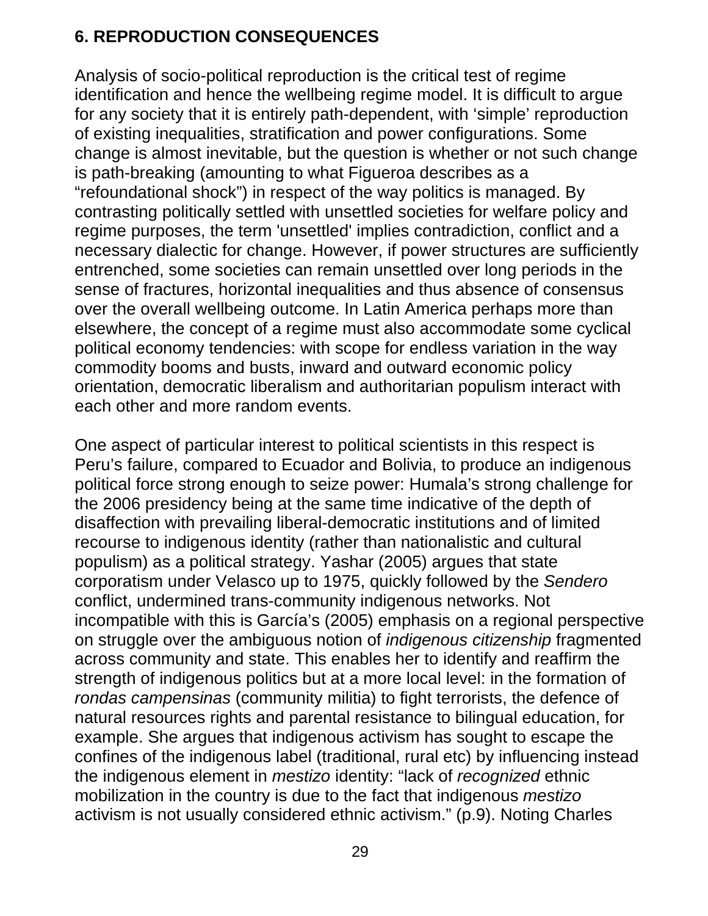## 6. REPRODUCTION CONSEQUENCES

Analysis of socio-political reproduction is the critical test of regime identification and hence the wellbeing regime model. It is difficult to argue for any society that it is entirely path-dependent, with 'simple' reproduction of existing inequalities, stratification and power configurations. Some change is almost inevitable, but the question is whether or not such change is path-breaking (amounting to what Figueroa describes as a "refoundational shock") in respect of the way politics is managed. By contrasting politically settled with unsettled societies for welfare policy and regime purposes, the term 'unsettled' implies contradiction, conflict and a necessary dialectic for change. However, if power structures are sufficiently entrenched, some societies can remain unsettled over long periods in the sense of fractures, horizontal inequalities and thus absence of consensus over the overall wellbeing outcome. In Latin America perhaps more than elsewhere, the concept of a regime must also accommodate some cyclical political economy tendencies: with scope for endless variation in the way commodity booms and busts, inward and outward economic policy orientation, democratic liberalism and authoritarian populism interact with each other and more random events.

One aspect of particular interest to political scientists in this respect is Peru's failure, compared to Ecuador and Bolivia, to produce an indigenous political force strong enough to seize power: Humala's strong challenge for the 2006 presidency being at the same time indicative of the depth of disaffection with prevailing liberal-democratic institutions and of limited recourse to indigenous identity (rather than nationalistic and cultural populism) as a political strategy. Yashar (2005) argues that state corporatism under Velasco up to 1975, quickly followed by the *Sendero* conflict, undermined trans-community indigenous networks. Not incompatible with this is García's (2005) emphasis on a regional perspective on struggle over the ambiguous notion of *indigenous citizenship* fragmented across community and state. This enables her to identify and reaffirm the strength of indigenous politics but at a more local level: in the formation of *rondas campensinas* (community militia) to fight terrorists, the defence of natural resources rights and parental resistance to bilingual education, for example. She argues that indigenous activism has sought to escape the confines of the indigenous label (traditional, rural etc) by influencing instead the indigenous element in *mestizo* identity: "lack of *recognized* ethnic mobilization in the country is due to the fact that indigenous *mestizo* activism is not usually considered ethnic activism." (p.9). Noting Charles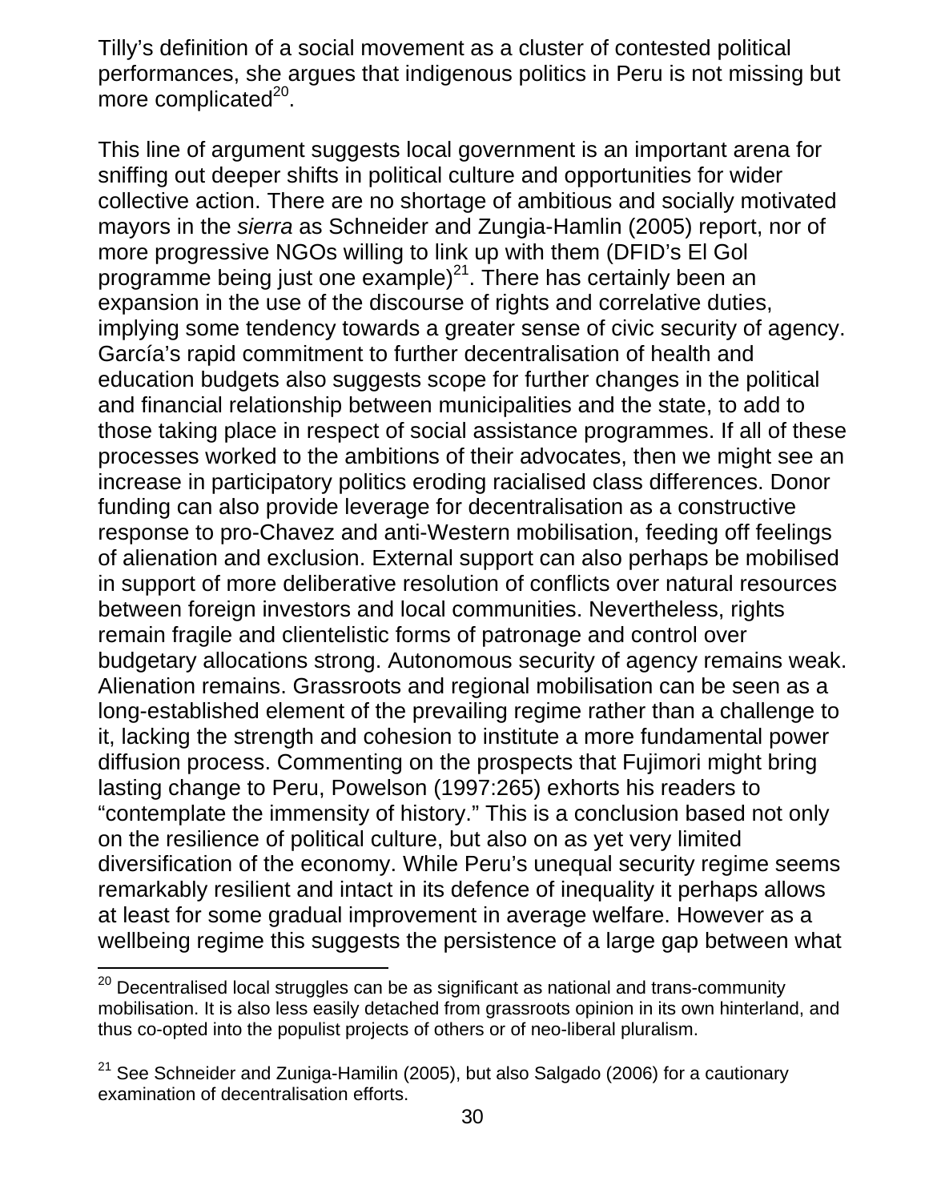Tilly's definition of a social movement as a cluster of contested political performances, she argues that indigenous politics in Peru is not missing but more complicated[20].

This line of argument suggests local government is an important arena for sniffing out deeper shifts in political culture and opportunities for wider collective action. There are no shortage of ambitious and socially motivated mayors in the *sierra* as Schneider and Zungia-Hamlin (2005) report, nor of more progressive NGOs willing to link up with them (DFID's El Gol programme being just one example)[21]. There has certainly been an expansion in the use of the discourse of rights and correlative duties, implying some tendency towards a greater sense of civic security of agency. García's rapid commitment to further decentralisation of health and education budgets also suggests scope for further changes in the political and financial relationship between municipalities and the state, to add to those taking place in respect of social assistance programmes. If all of these processes worked to the ambitions of their advocates, then we might see an increase in participatory politics eroding racialised class differences. Donor funding can also provide leverage for decentralisation as a constructive response to pro-Chavez and anti-Western mobilisation, feeding off feelings of alienation and exclusion. External support can also perhaps be mobilised in support of more deliberative resolution of conflicts over natural resources between foreign investors and local communities. Nevertheless, rights remain fragile and clientelistic forms of patronage and control over budgetary allocations strong. Autonomous security of agency remains weak. Alienation remains. Grassroots and regional mobilisation can be seen as a long-established element of the prevailing regime rather than a challenge to it, lacking the strength and cohesion to institute a more fundamental power diffusion process. Commenting on the prospects that Fujimori might bring lasting change to Peru, Powelson (1997:265) exhorts his readers to "contemplate the immensity of history." This is a conclusion based not only on the resilience of political culture, but also on as yet very limited diversification of the economy. While Peru's unequal security regime seems remarkably resilient and intact in its defence of inequality it perhaps allows at least for some gradual improvement in average welfare. However as a wellbeing regime this suggests the persistence of a large gap between what

[20] Decentralised local struggles can be as significant as national and trans-community mobilisation. It is also less easily detached from grassroots opinion in its own hinterland, and thus co-opted into the populist projects of others or of neo-liberal pluralism.

[21] See Schneider and Zuniga-Hamilin (2005), but also Salgado (2006) for a cautionary examination of decentralisation efforts.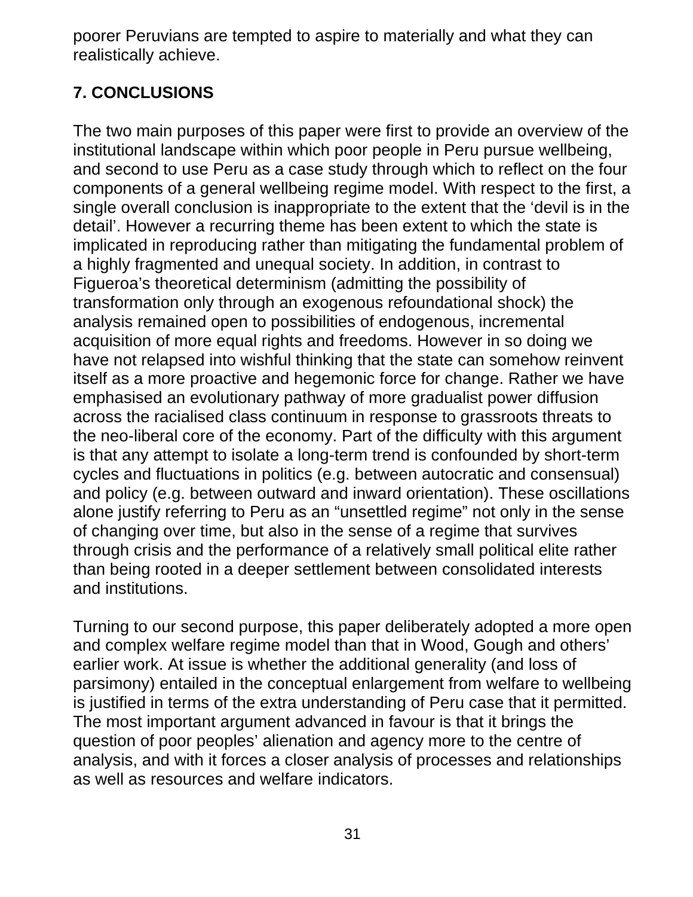poorer Peruvians are tempted to aspire to materially and what they can realistically achieve.

## 7. CONCLUSIONS

The two main purposes of this paper were first to provide an overview of the institutional landscape within which poor people in Peru pursue wellbeing, and second to use Peru as a case study through which to reflect on the four components of a general wellbeing regime model. With respect to the first, a single overall conclusion is inappropriate to the extent that the 'devil is in the detail'. However a recurring theme has been extent to which the state is implicated in reproducing rather than mitigating the fundamental problem of a highly fragmented and unequal society. In addition, in contrast to Figueroa's theoretical determinism (admitting the possibility of transformation only through an exogenous refoundational shock) the analysis remained open to possibilities of endogenous, incremental acquisition of more equal rights and freedoms. However in so doing we have not relapsed into wishful thinking that the state can somehow reinvent itself as a more proactive and hegemonic force for change. Rather we have emphasised an evolutionary pathway of more gradualist power diffusion across the racialised class continuum in response to grassroots threats to the neo-liberal core of the economy. Part of the difficulty with this argument is that any attempt to isolate a long-term trend is confounded by short-term cycles and fluctuations in politics (e.g. between autocratic and consensual) and policy (e.g. between outward and inward orientation). These oscillations alone justify referring to Peru as an "unsettled regime" not only in the sense of changing over time, but also in the sense of a regime that survives through crisis and the performance of a relatively small political elite rather than being rooted in a deeper settlement between consolidated interests and institutions.

Turning to our second purpose, this paper deliberately adopted a more open and complex welfare regime model than that in Wood, Gough and others' earlier work. At issue is whether the additional generality (and loss of parsimony) entailed in the conceptual enlargement from welfare to wellbeing is justified in terms of the extra understanding of Peru case that it permitted. The most important argument advanced in favour is that it brings the question of poor peoples' alienation and agency more to the centre of analysis, and with it forces a closer analysis of processes and relationships as well as resources and welfare indicators.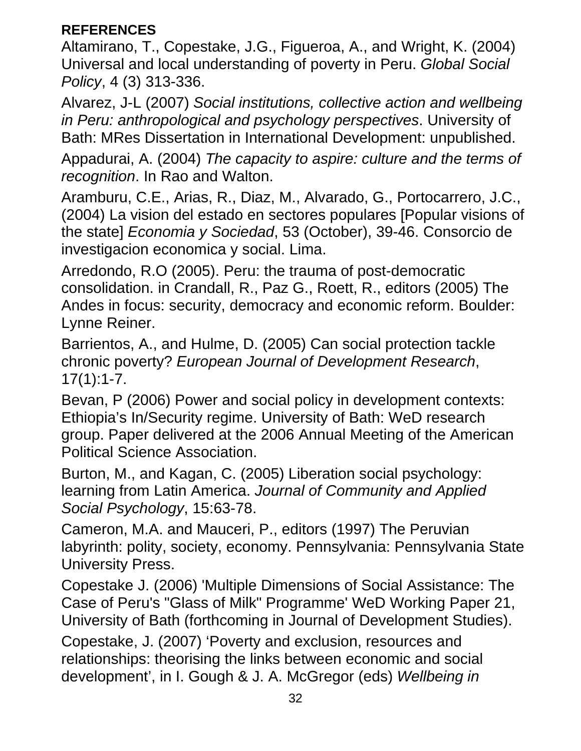**REFERENCES**

Altamirano, T., Copestake, J.G., Figueroa, A., and Wright, K. (2004) Universal and local understanding of poverty in Peru. *Global Social Policy*, 4 (3) 313-336.

Alvarez, J-L (2007) *Social institutions, collective action and wellbeing in Peru: anthropological and psychology perspectives*. University of Bath: MRes Dissertation in International Development: unpublished.

Appadurai, A. (2004) *The capacity to aspire: culture and the terms of recognition*. In Rao and Walton.

Aramburu, C.E., Arias, R., Diaz, M., Alvarado, G., Portocarrero, J.C., (2004) La vision del estado en sectores populares [Popular visions of the state] *Economia y Sociedad*, 53 (October), 39-46. Consorcio de investigacion economica y social. Lima.

Arredondo, R.O (2005). Peru: the trauma of post-democratic consolidation. in Crandall, R., Paz G., Roett, R., editors (2005) The Andes in focus: security, democracy and economic reform. Boulder: Lynne Reiner.

Barrientos, A., and Hulme, D. (2005) Can social protection tackle chronic poverty? *European Journal of Development Research*, 17(1):1-7.

Bevan, P (2006) Power and social policy in development contexts: Ethiopia's In/Security regime. University of Bath: WeD research group. Paper delivered at the 2006 Annual Meeting of the American Political Science Association.

Burton, M., and Kagan, C. (2005) Liberation social psychology: learning from Latin America. *Journal of Community and Applied Social Psychology*, 15:63-78.

Cameron, M.A. and Mauceri, P., editors (1997) The Peruvian labyrinth: polity, society, economy. Pennsylvania: Pennsylvania State University Press.

Copestake J. (2006) 'Multiple Dimensions of Social Assistance: The Case of Peru's "Glass of Milk" Programme' WeD Working Paper 21, University of Bath (forthcoming in Journal of Development Studies).

Copestake, J. (2007) 'Poverty and exclusion, resources and relationships: theorising the links between economic and social development', in I. Gough & J. A. McGregor (eds) *Wellbeing in*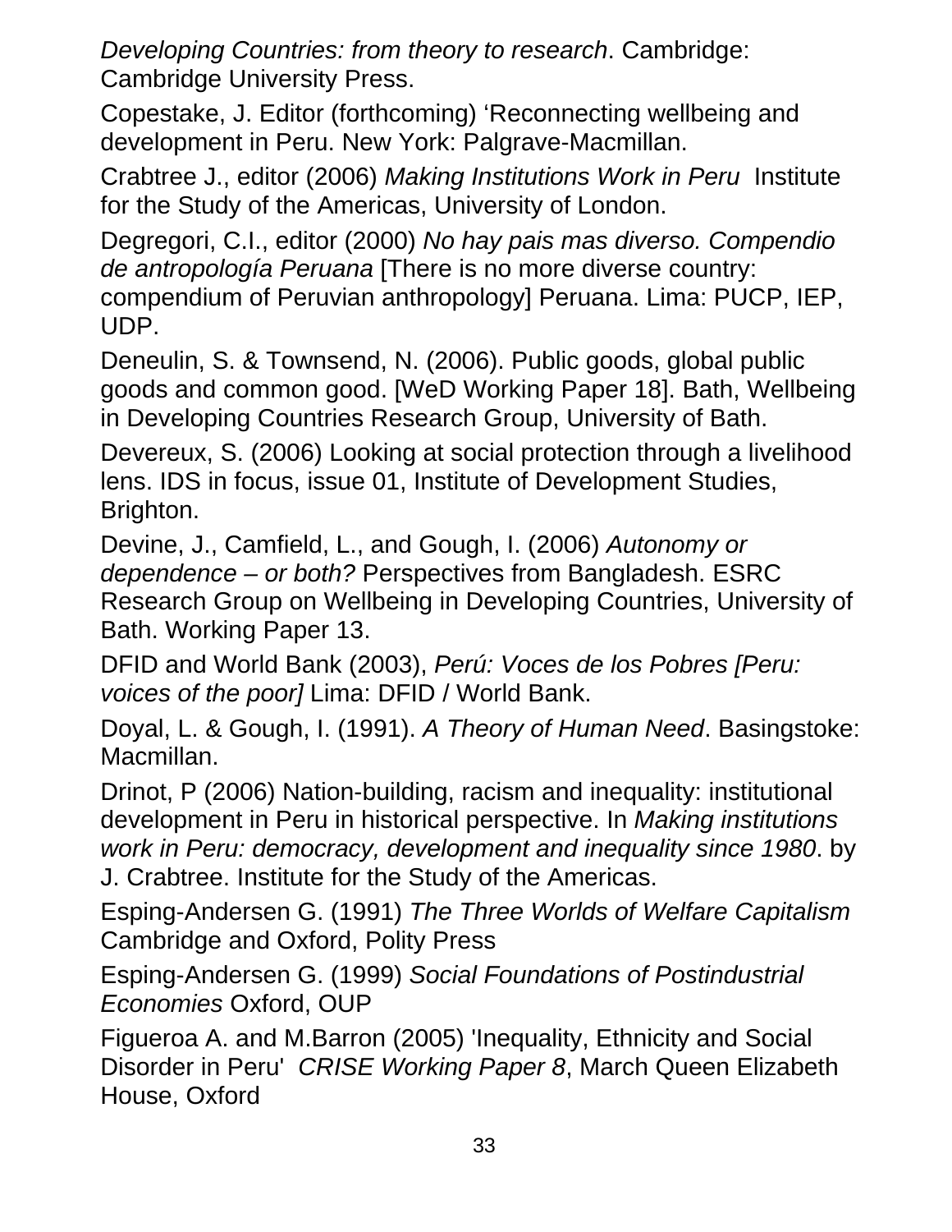*Developing Countries: from theory to research*. Cambridge: Cambridge University Press.

Copestake, J. Editor (forthcoming) 'Reconnecting wellbeing and development in Peru. New York: Palgrave-Macmillan.

Crabtree J., editor (2006) *Making Institutions Work in Peru* Institute for the Study of the Americas, University of London.

Degregori, C.I., editor (2000) *No hay pais mas diverso. Compendio de antropología Peruana* [There is no more diverse country: compendium of Peruvian anthropology] Peruana. Lima: PUCP, IEP, UDP.

Deneulin, S. & Townsend, N. (2006). Public goods, global public goods and common good. [WeD Working Paper 18]. Bath, Wellbeing in Developing Countries Research Group, University of Bath.

Devereux, S. (2006) Looking at social protection through a livelihood lens. IDS in focus, issue 01, Institute of Development Studies, Brighton.

Devine, J., Camfield, L., and Gough, I. (2006) *Autonomy or dependence – or both?* Perspectives from Bangladesh. ESRC Research Group on Wellbeing in Developing Countries, University of Bath. Working Paper 13.

DFID and World Bank (2003), *Perú: Voces de los Pobres [Peru: voices of the poor]* Lima: DFID / World Bank.

Doyal, L. & Gough, I. (1991). *A Theory of Human Need*. Basingstoke: Macmillan.

Drinot, P (2006) Nation-building, racism and inequality: institutional development in Peru in historical perspective. In *Making institutions work in Peru: democracy, development and inequality since 1980*. by J. Crabtree. Institute for the Study of the Americas.

Esping-Andersen G. (1991) *The Three Worlds of Welfare Capitalism* Cambridge and Oxford, Polity Press

Esping-Andersen G. (1999) *Social Foundations of Postindustrial Economies* Oxford, OUP

Figueroa A. and M.Barron (2005) 'Inequality, Ethnicity and Social Disorder in Peru' *CRISE Working Paper 8*, March Queen Elizabeth House, Oxford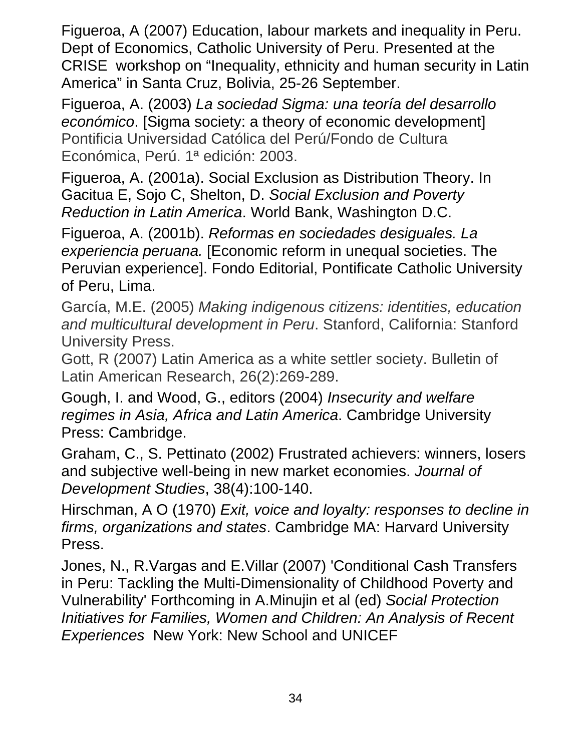Figueroa, A (2007) Education, labour markets and inequality in Peru. Dept of Economics, Catholic University of Peru. Presented at the CRISE workshop on "Inequality, ethnicity and human security in Latin America" in Santa Cruz, Bolivia, 25-26 September.

Figueroa, A. (2003) *La sociedad Sigma: una teoría del desarrollo económico*. [Sigma society: a theory of economic development] Pontificia Universidad Católica del Perú/Fondo de Cultura Económica, Perú. 1ª edición: 2003.

Figueroa, A. (2001a). Social Exclusion as Distribution Theory. In Gacitua E, Sojo C, Shelton, D. *Social Exclusion and Poverty Reduction in Latin America*. World Bank, Washington D.C.

Figueroa, A. (2001b). *Reformas en sociedades desiguales. La experiencia peruana.* [Economic reform in unequal societies. The Peruvian experience]. Fondo Editorial, Pontificate Catholic University of Peru, Lima.

García, M.E. (2005) *Making indigenous citizens: identities, education and multicultural development in Peru*. Stanford, California: Stanford University Press.

Gott, R (2007) Latin America as a white settler society. Bulletin of Latin American Research, 26(2):269-289.

Gough, I. and Wood, G., editors (2004) *Insecurity and welfare regimes in Asia, Africa and Latin America*. Cambridge University Press: Cambridge.

Graham, C., S. Pettinato (2002) Frustrated achievers: winners, losers and subjective well-being in new market economies. *Journal of Development Studies*, 38(4):100-140.

Hirschman, A O (1970) *Exit, voice and loyalty: responses to decline in firms, organizations and states*. Cambridge MA: Harvard University Press.

Jones, N., R.Vargas and E.Villar (2007) 'Conditional Cash Transfers in Peru: Tackling the Multi-Dimensionality of Childhood Poverty and Vulnerability' Forthcoming in A.Minujin et al (ed) *Social Protection Initiatives for Families, Women and Children: An Analysis of Recent Experiences* New York: New School and UNICEF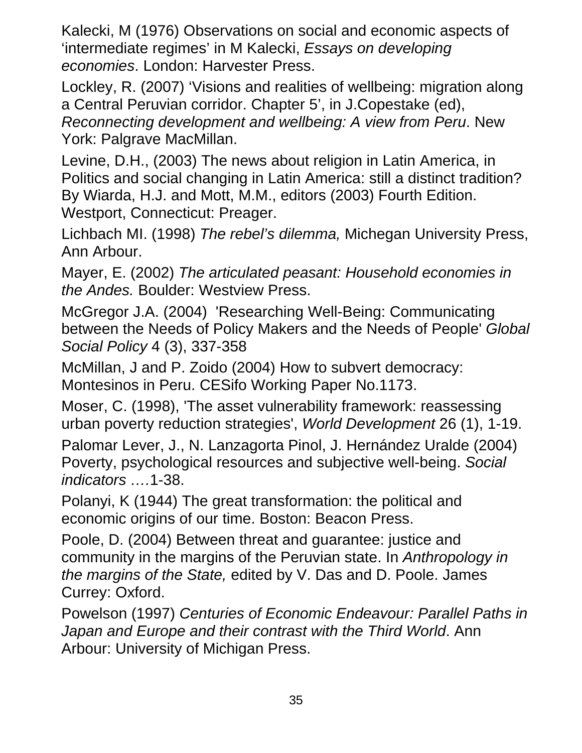Kalecki, M (1976) Observations on social and economic aspects of ‘intermediate regimes’ in M Kalecki, *Essays on developing economies*. London: Harvester Press.

Lockley, R. (2007) ‘Visions and realities of wellbeing: migration along a Central Peruvian corridor. Chapter 5’, in J.Copestake (ed), *Reconnecting development and wellbeing: A view from Peru*. New York: Palgrave MacMillan.

Levine, D.H., (2003) The news about religion in Latin America, in Politics and social changing in Latin America: still a distinct tradition? By Wiarda, H.J. and Mott, M.M., editors (2003) Fourth Edition. Westport, Connecticut: Preager.

Lichbach MI. (1998) *The rebel’s dilemma,* Michegan University Press, Ann Arbour.

Mayer, E. (2002) *The articulated peasant: Household economies in the Andes.* Boulder: Westview Press.

McGregor J.A. (2004) 'Researching Well-Being: Communicating between the Needs of Policy Makers and the Needs of People' *Global Social Policy* 4 (3), 337-358

McMillan, J and P. Zoido (2004) How to subvert democracy: Montesinos in Peru. CESifo Working Paper No.1173.

Moser, C. (1998), 'The asset vulnerability framework: reassessing urban poverty reduction strategies', *World Development* 26 (1), 1-19.

Palomar Lever, J., N. Lanzagorta Pinol, J. Hernández Uralde (2004) Poverty, psychological resources and subjective well-being. *Social indicators ….*1-38.

Polanyi, K (1944) The great transformation: the political and economic origins of our time. Boston: Beacon Press.

Poole, D. (2004) Between threat and guarantee: justice and community in the margins of the Peruvian state. In *Anthropology in the margins of the State,* edited by V. Das and D. Poole. James Currey: Oxford.

Powelson (1997) *Centuries of Economic Endeavour: Parallel Paths in Japan and Europe and their contrast with the Third World*. Ann Arbour: University of Michigan Press.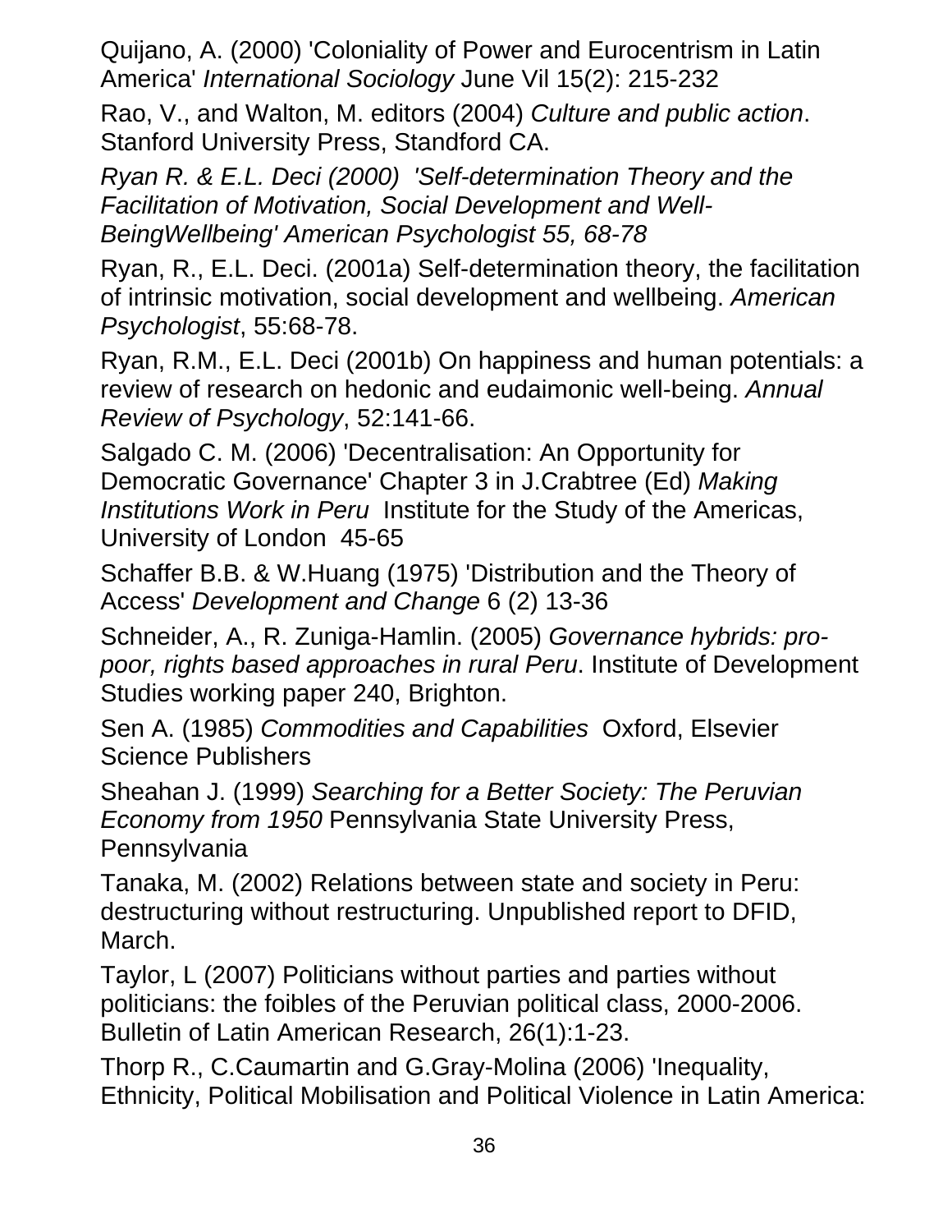Quijano, A. (2000) 'Coloniality of Power and Eurocentrism in Latin America' *International Sociology* June Vil 15(2): 215-232

Rao, V., and Walton, M. editors (2004) *Culture and public action*. Stanford University Press, Standford CA.

*Ryan R. & E.L. Deci (2000) 'Self-determination Theory and the Facilitation of Motivation, Social Development and Well-BeingWellbeing' American Psychologist 55, 68-78*

Ryan, R., E.L. Deci. (2001a) Self-determination theory, the facilitation of intrinsic motivation, social development and wellbeing. *American Psychologist*, 55:68-78.

Ryan, R.M., E.L. Deci (2001b) On happiness and human potentials: a review of research on hedonic and eudaimonic well-being. *Annual Review of Psychology*, 52:141-66.

Salgado C. M. (2006) 'Decentralisation: An Opportunity for Democratic Governance' Chapter 3 in J.Crabtree (Ed) *Making Institutions Work in Peru* Institute for the Study of the Americas, University of London 45-65

Schaffer B.B. & W.Huang (1975) 'Distribution and the Theory of Access' *Development and Change* 6 (2) 13-36

Schneider, A., R. Zuniga-Hamlin. (2005) *Governance hybrids: pro-poor, rights based approaches in rural Peru*. Institute of Development Studies working paper 240, Brighton.

Sen A. (1985) *Commodities and Capabilities* Oxford, Elsevier Science Publishers

Sheahan J. (1999) *Searching for a Better Society: The Peruvian Economy from 1950* Pennsylvania State University Press, Pennsylvania

Tanaka, M. (2002) Relations between state and society in Peru: destructuring without restructuring. Unpublished report to DFID, March.

Taylor, L (2007) Politicians without parties and parties without politicians: the foibles of the Peruvian political class, 2000-2006. Bulletin of Latin American Research, 26(1):1-23.

Thorp R., C.Caumartin and G.Gray-Molina (2006) 'Inequality, Ethnicity, Political Mobilisation and Political Violence in Latin America: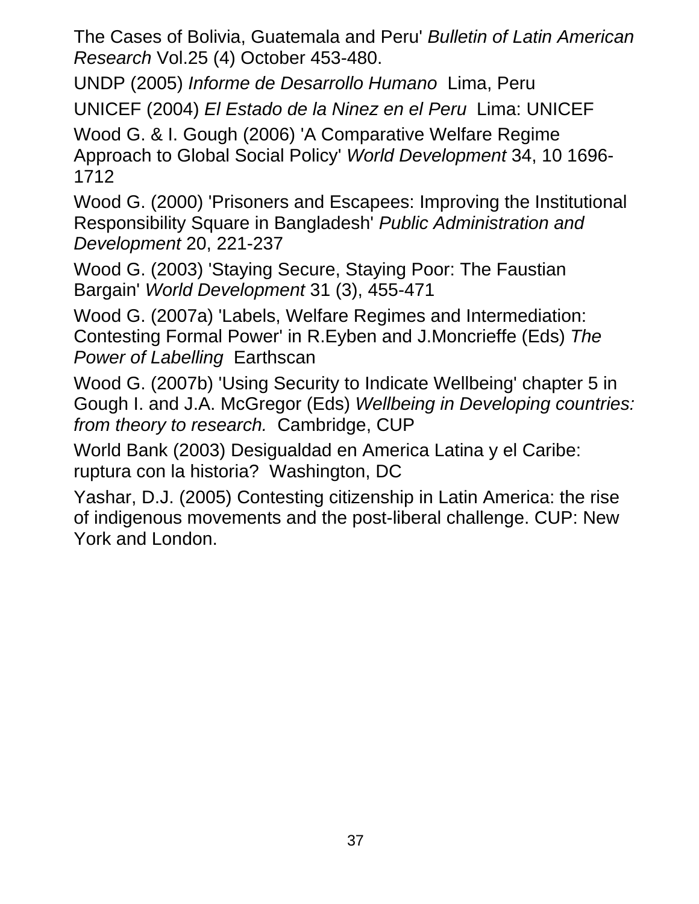The Cases of Bolivia, Guatemala and Peru' *Bulletin of Latin American Research* Vol.25 (4) October 453-480.

UNDP (2005) *Informe de Desarrollo Humano* Lima, Peru

UNICEF (2004) *El Estado de la Ninez en el Peru* Lima: UNICEF

Wood G. & I. Gough (2006) 'A Comparative Welfare Regime Approach to Global Social Policy' *World Development* 34, 10 1696-1712

Wood G. (2000) 'Prisoners and Escapees: Improving the Institutional Responsibility Square in Bangladesh' *Public Administration and Development* 20, 221-237

Wood G. (2003) 'Staying Secure, Staying Poor: The Faustian Bargain' *World Development* 31 (3), 455-471

Wood G. (2007a) 'Labels, Welfare Regimes and Intermediation: Contesting Formal Power' in R.Eyben and J.Moncrieffe (Eds) *The Power of Labelling* Earthscan

Wood G. (2007b) 'Using Security to Indicate Wellbeing' chapter 5 in Gough I. and J.A. McGregor (Eds) *Wellbeing in Developing countries: from theory to research.* Cambridge, CUP

World Bank (2003) Desigualdad en America Latina y el Caribe: ruptura con la historia? Washington, DC

Yashar, D.J. (2005) Contesting citizenship in Latin America: the rise of indigenous movements and the post-liberal challenge. CUP: New York and London.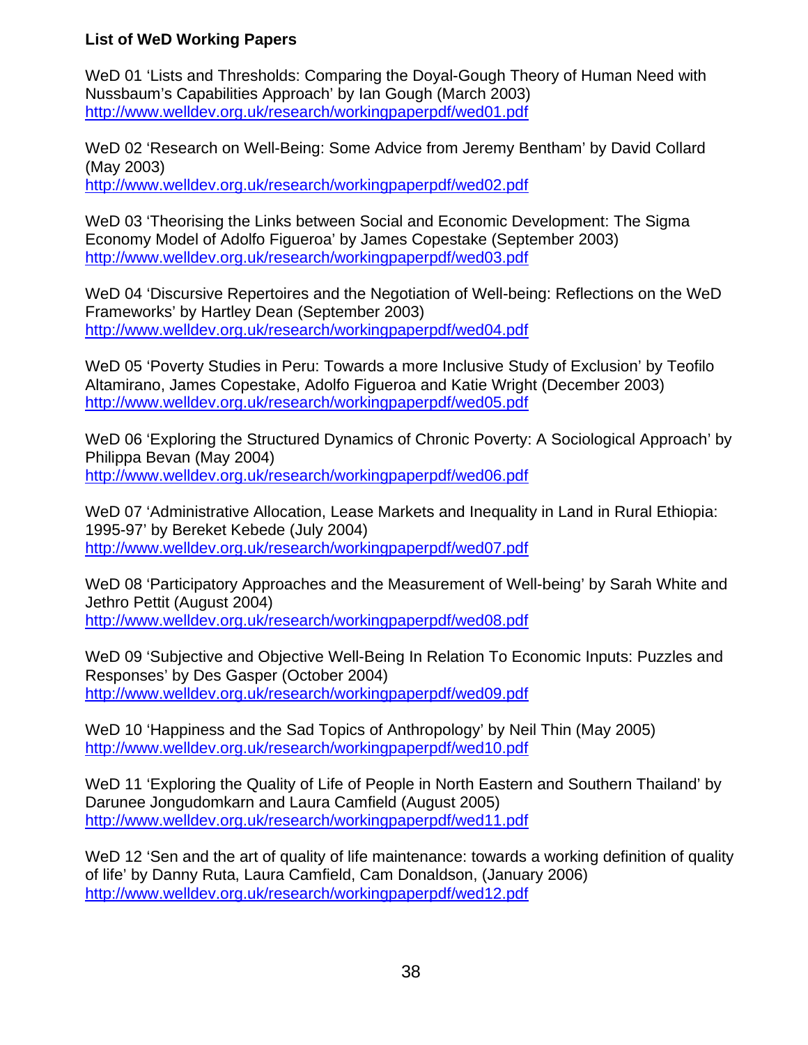**List of WeD Working Papers**

WeD 01 'Lists and Thresholds: Comparing the Doyal-Gough Theory of Human Need with Nussbaum's Capabilities Approach' by Ian Gough (March 2003)
http://www.welldev.org.uk/research/workingpaperpdf/wed01.pdf

WeD 02 'Research on Well-Being: Some Advice from Jeremy Bentham' by David Collard (May 2003)
http://www.welldev.org.uk/research/workingpaperpdf/wed02.pdf

WeD 03 'Theorising the Links between Social and Economic Development: The Sigma Economy Model of Adolfo Figueroa' by James Copestake (September 2003)
http://www.welldev.org.uk/research/workingpaperpdf/wed03.pdf

WeD 04 'Discursive Repertoires and the Negotiation of Well-being: Reflections on the WeD Frameworks' by Hartley Dean (September 2003)
http://www.welldev.org.uk/research/workingpaperpdf/wed04.pdf

WeD 05 'Poverty Studies in Peru: Towards a more Inclusive Study of Exclusion' by Teofilo Altamirano, James Copestake, Adolfo Figueroa and Katie Wright (December 2003)
http://www.welldev.org.uk/research/workingpaperpdf/wed05.pdf

WeD 06 'Exploring the Structured Dynamics of Chronic Poverty: A Sociological Approach' by Philippa Bevan (May 2004)
http://www.welldev.org.uk/research/workingpaperpdf/wed06.pdf

WeD 07 'Administrative Allocation, Lease Markets and Inequality in Land in Rural Ethiopia: 1995-97' by Bereket Kebede (July 2004)
http://www.welldev.org.uk/research/workingpaperpdf/wed07.pdf

WeD 08 'Participatory Approaches and the Measurement of Well-being' by Sarah White and Jethro Pettit (August 2004)
http://www.welldev.org.uk/research/workingpaperpdf/wed08.pdf

WeD 09 'Subjective and Objective Well-Being In Relation To Economic Inputs: Puzzles and Responses' by Des Gasper (October 2004)
http://www.welldev.org.uk/research/workingpaperpdf/wed09.pdf

WeD 10 'Happiness and the Sad Topics of Anthropology' by Neil Thin (May 2005)
http://www.welldev.org.uk/research/workingpaperpdf/wed10.pdf

WeD 11 'Exploring the Quality of Life of People in North Eastern and Southern Thailand' by Darunee Jongudomkarn and Laura Camfield (August 2005)
http://www.welldev.org.uk/research/workingpaperpdf/wed11.pdf

WeD 12 'Sen and the art of quality of life maintenance: towards a working definition of quality of life' by Danny Ruta, Laura Camfield, Cam Donaldson, (January 2006)
http://www.welldev.org.uk/research/workingpaperpdf/wed12.pdf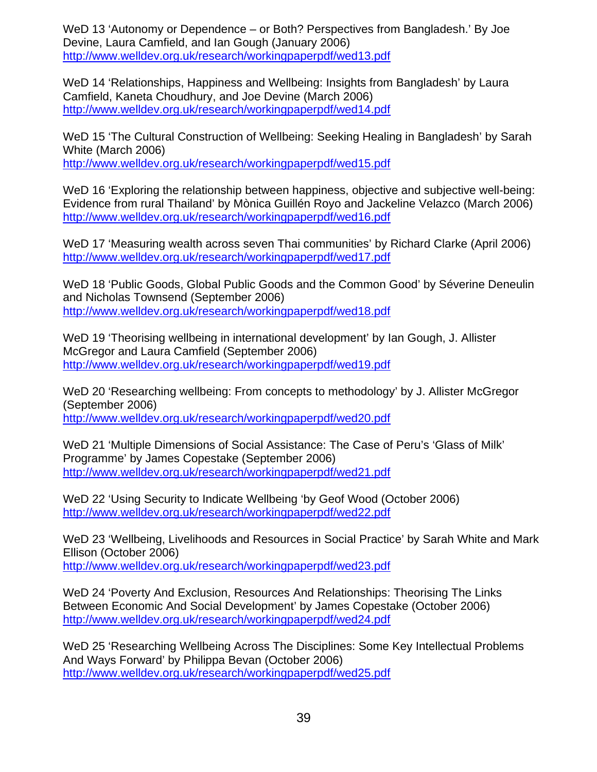WeD 13 'Autonomy or Dependence – or Both? Perspectives from Bangladesh.' By Joe Devine, Laura Camfield, and Ian Gough (January 2006)
http://www.welldev.org.uk/research/workingpaperpdf/wed13.pdf

WeD 14 'Relationships, Happiness and Wellbeing: Insights from Bangladesh' by Laura Camfield, Kaneta Choudhury, and Joe Devine (March 2006)
http://www.welldev.org.uk/research/workingpaperpdf/wed14.pdf

WeD 15 'The Cultural Construction of Wellbeing: Seeking Healing in Bangladesh' by Sarah White (March 2006)
http://www.welldev.org.uk/research/workingpaperpdf/wed15.pdf

WeD 16 'Exploring the relationship between happiness, objective and subjective well-being: Evidence from rural Thailand' by Mònica Guillén Royo and Jackeline Velazco (March 2006)
http://www.welldev.org.uk/research/workingpaperpdf/wed16.pdf

WeD 17 'Measuring wealth across seven Thai communities' by Richard Clarke (April 2006)
http://www.welldev.org.uk/research/workingpaperpdf/wed17.pdf

WeD 18 'Public Goods, Global Public Goods and the Common Good' by Séverine Deneulin and Nicholas Townsend (September 2006)
http://www.welldev.org.uk/research/workingpaperpdf/wed18.pdf

WeD 19 'Theorising wellbeing in international development' by Ian Gough, J. Allister McGregor and Laura Camfield (September 2006)
http://www.welldev.org.uk/research/workingpaperpdf/wed19.pdf

WeD 20 'Researching wellbeing: From concepts to methodology' by J. Allister McGregor (September 2006)
http://www.welldev.org.uk/research/workingpaperpdf/wed20.pdf

WeD 21 'Multiple Dimensions of Social Assistance: The Case of Peru's 'Glass of Milk' Programme' by James Copestake (September 2006)
http://www.welldev.org.uk/research/workingpaperpdf/wed21.pdf

WeD 22 'Using Security to Indicate Wellbeing 'by Geof Wood (October 2006)
http://www.welldev.org.uk/research/workingpaperpdf/wed22.pdf

WeD 23 'Wellbeing, Livelihoods and Resources in Social Practice' by Sarah White and Mark Ellison (October 2006)
http://www.welldev.org.uk/research/workingpaperpdf/wed23.pdf

WeD 24 'Poverty And Exclusion, Resources And Relationships: Theorising The Links Between Economic And Social Development' by James Copestake (October 2006)
http://www.welldev.org.uk/research/workingpaperpdf/wed24.pdf

WeD 25 'Researching Wellbeing Across The Disciplines: Some Key Intellectual Problems And Ways Forward' by Philippa Bevan (October 2006)
http://www.welldev.org.uk/research/workingpaperpdf/wed25.pdf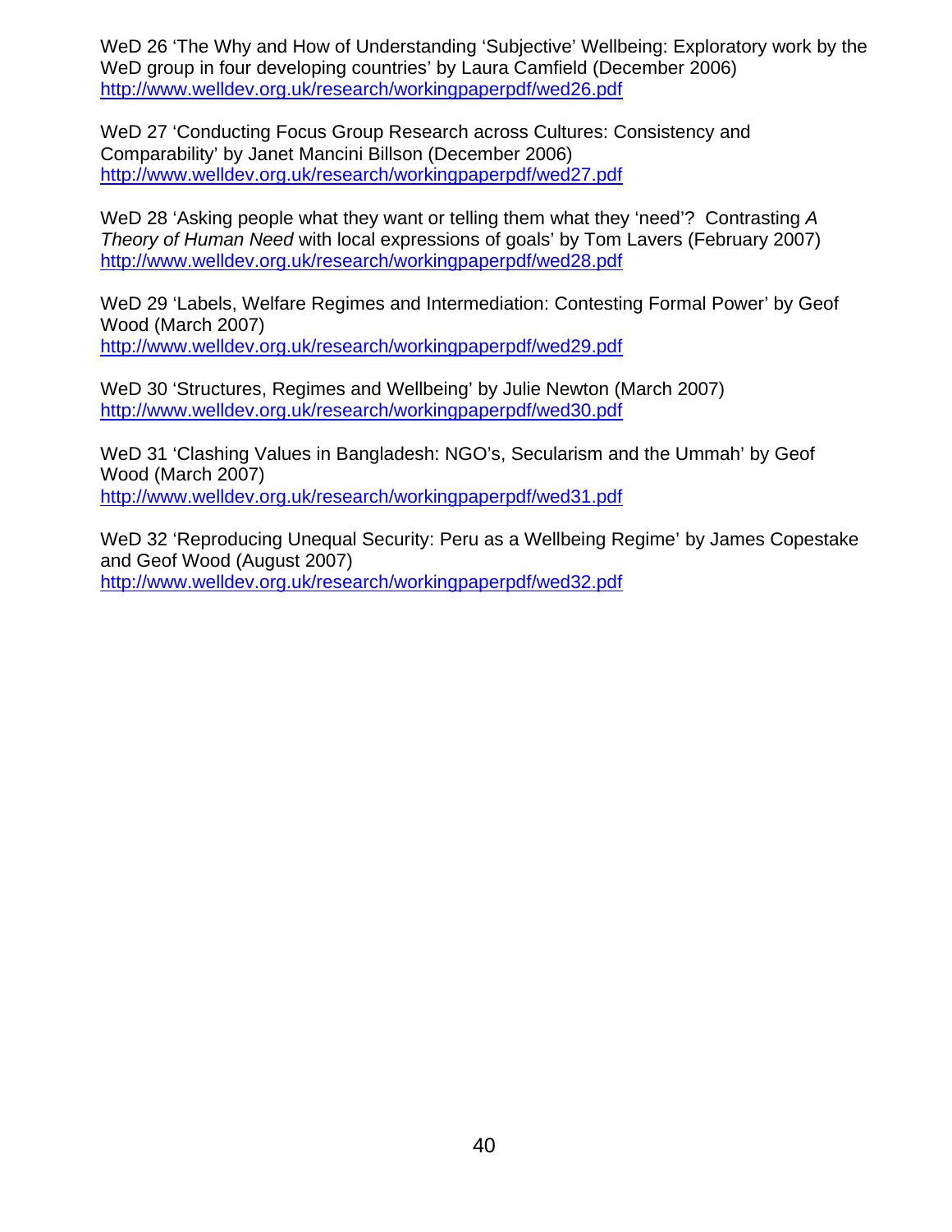WeD 26 'The Why and How of Understanding 'Subjective' Wellbeing: Exploratory work by the WeD group in four developing countries' by Laura Camfield (December 2006)
http://www.welldev.org.uk/research/workingpaperpdf/wed26.pdf

WeD 27 'Conducting Focus Group Research across Cultures: Consistency and Comparability' by Janet Mancini Billson (December 2006)
http://www.welldev.org.uk/research/workingpaperpdf/wed27.pdf

WeD 28 'Asking people what they want or telling them what they 'need'? Contrasting *A Theory of Human Need* with local expressions of goals' by Tom Lavers (February 2007)
http://www.welldev.org.uk/research/workingpaperpdf/wed28.pdf

WeD 29 'Labels, Welfare Regimes and Intermediation: Contesting Formal Power' by Geof Wood (March 2007)
http://www.welldev.org.uk/research/workingpaperpdf/wed29.pdf

WeD 30 'Structures, Regimes and Wellbeing' by Julie Newton (March 2007)
http://www.welldev.org.uk/research/workingpaperpdf/wed30.pdf

WeD 31 'Clashing Values in Bangladesh: NGO's, Secularism and the Ummah' by Geof Wood (March 2007)
http://www.welldev.org.uk/research/workingpaperpdf/wed31.pdf

WeD 32 'Reproducing Unequal Security: Peru as a Wellbeing Regime' by James Copestake and Geof Wood (August 2007)
http://www.welldev.org.uk/research/workingpaperpdf/wed32.pdf